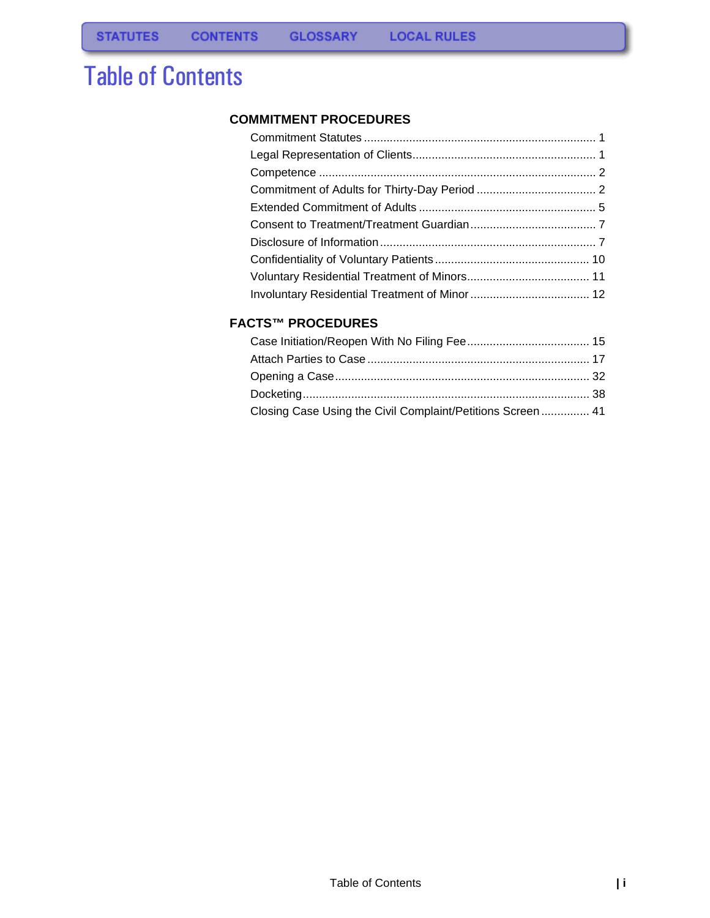STATUTES CONTENTS GLOSSARY LOCAL RULES

# Table of Contents

## COMMITMENT PROCEDURES

- Commitment Statutes ........ 1
- Legal Representation of Clients ........ 1
- Competence ........ 2
- Commitment of Adults for Thirty-Day Period ........ 2
- Extended Commitment of Adults ........ 5
- Consent to Treatment/Treatment Guardian ........ 7
- Disclosure of Information ........ 7
- Confidentiality of Voluntary Patients ........ 10
- Voluntary Residential Treatment of Minors ........ 11
- Involuntary Residential Treatment of Minor ........ 12

## FACTS™ PROCEDURES

- Case Initiation/Reopen With No Filing Fee ........ 15
- Attach Parties to Case ........ 17
- Opening a Case ........ 32
- Docketing ........ 38
- Closing Case Using the Civil Complaint/Petitions Screen ........ 41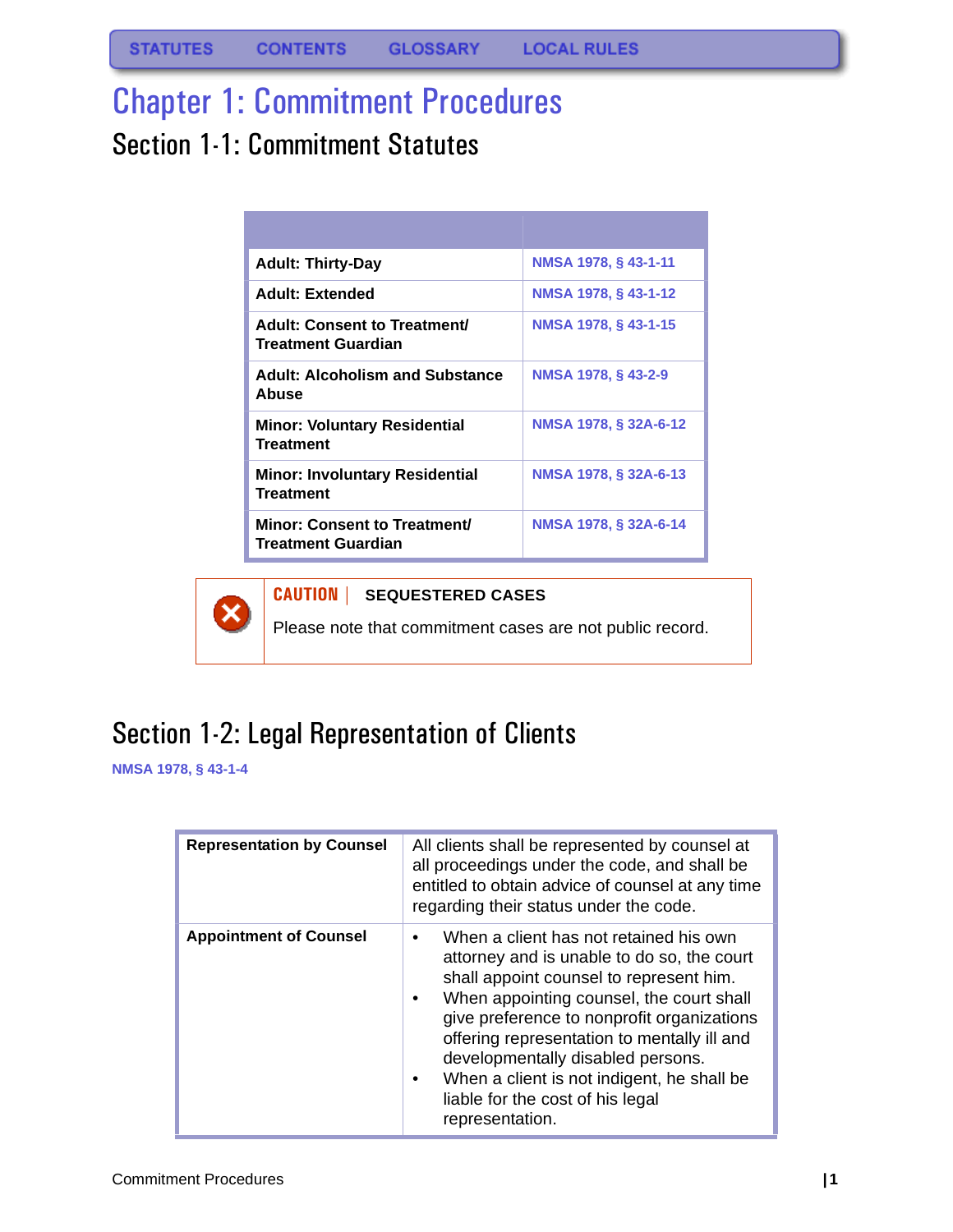STATUTES CONTENTS GLOSSARY LOCAL RULES

# Chapter 1: Commitment Procedures

## Section 1-1: Commitment Statutes

| | |
|---|---|
| **Adult: Thirty-Day** | NMSA 1978, § 43-1-11 |
| **Adult: Extended** | NMSA 1978, § 43-1-12 |
| **Adult: Consent to Treatment/ Treatment Guardian** | NMSA 1978, § 43-1-15 |
| **Adult: Alcoholism and Substance Abuse** | NMSA 1978, § 43-2-9 |
| **Minor: Voluntary Residential Treatment** | NMSA 1978, § 32A-6-12 |
| **Minor: Involuntary Residential Treatment** | NMSA 1978, § 32A-6-13 |
| **Minor: Consent to Treatment/ Treatment Guardian** | NMSA 1978, § 32A-6-14 |

**CAUTION | SEQUESTERED CASES**

Please note that commitment cases are not public record.

## Section 1-2: Legal Representation of Clients

NMSA 1978, § 43-1-4

| | |
|---|---|
| **Representation by Counsel** | All clients shall be represented by counsel at all proceedings under the code, and shall be entitled to obtain advice of counsel at any time regarding their status under the code. |
| **Appointment of Counsel** | • When a client has not retained his own attorney and is unable to do so, the court shall appoint counsel to represent him. • When appointing counsel, the court shall give preference to nonprofit organizations offering representation to mentally ill and developmentally disabled persons. • When a client is not indigent, he shall be liable for the cost of his legal representation. |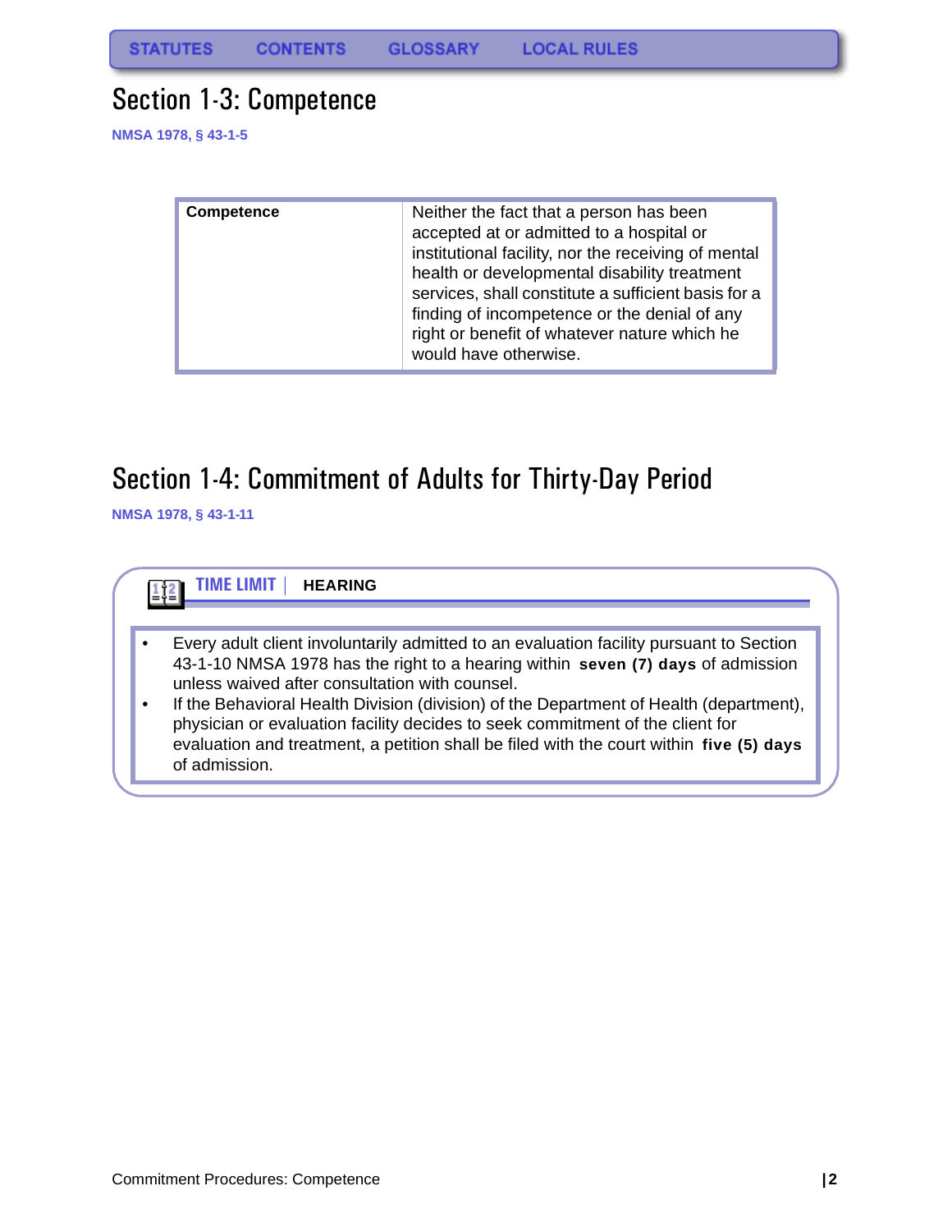STATUTES CONTENTS GLOSSARY LOCAL RULES

## Section 1-3: Competence

**NMSA 1978, § 43-1-5**

| | |
|---|---|
| **Competence** | Neither the fact that a person has been accepted at or admitted to a hospital or institutional facility, nor the receiving of mental health or developmental disability treatment services, shall constitute a sufficient basis for a finding of incompetence or the denial of any right or benefit of whatever nature which he would have otherwise. |

## Section 1-4: Commitment of Adults for Thirty-Day Period

**NMSA 1978, § 43-1-11**

**TIME LIMIT | HEARING**

- Every adult client involuntarily admitted to an evaluation facility pursuant to Section 43-1-10 NMSA 1978 has the right to a hearing within **seven (7) days** of admission unless waived after consultation with counsel.
- If the Behavioral Health Division (division) of the Department of Health (department), physician or evaluation facility decides to seek commitment of the client for evaluation and treatment, a petition shall be filed with the court within **five (5) days** of admission.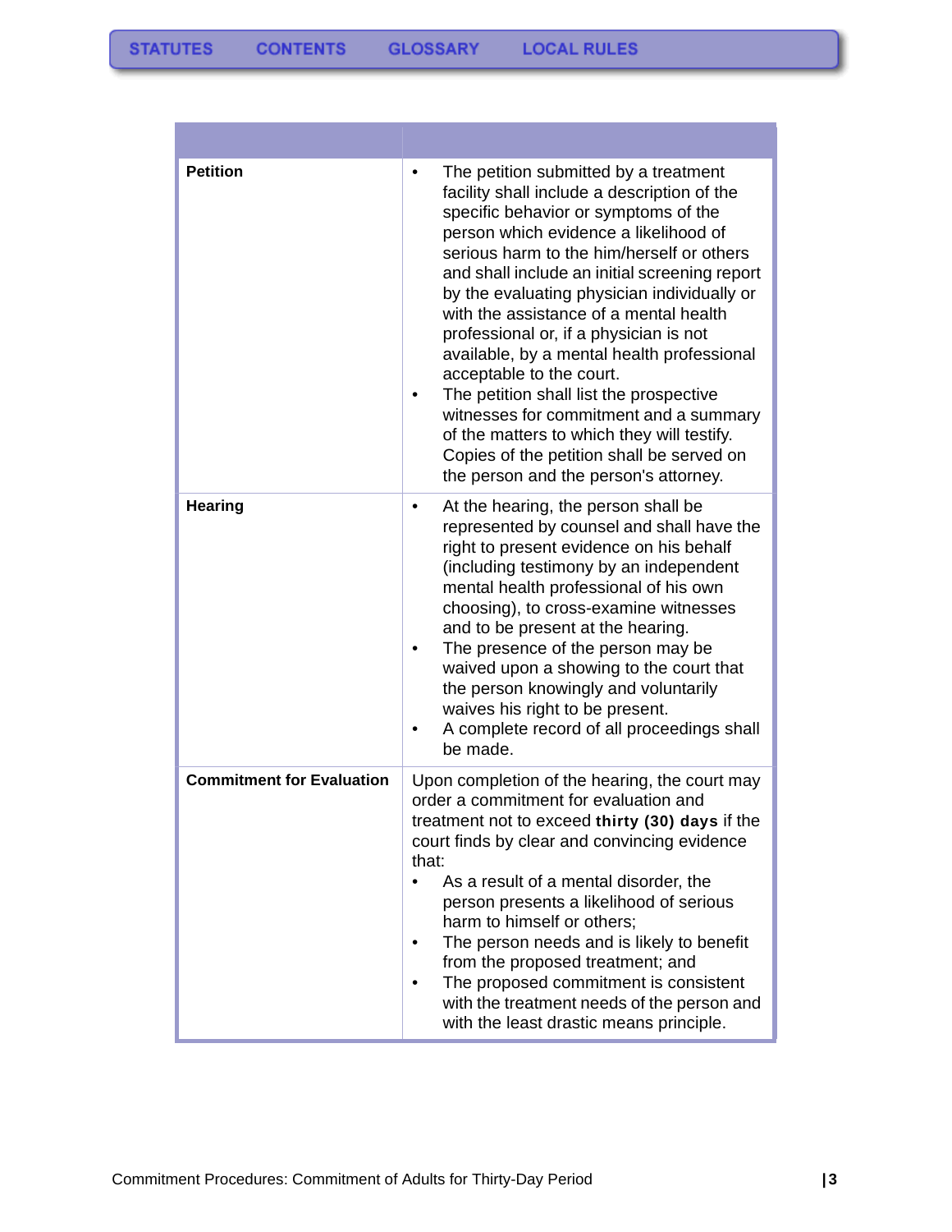| | |
|---|---|
| **Petition** | • The petition submitted by a treatment facility shall include a description of the specific behavior or symptoms of the person which evidence a likelihood of serious harm to the him/herself or others and shall include an initial screening report by the evaluating physician individually or with the assistance of a mental health professional or, if a physician is not available, by a mental health professional acceptable to the court.<br>• The petition shall list the prospective witnesses for commitment and a summary of the matters to which they will testify. Copies of the petition shall be served on the person and the person's attorney. |
| **Hearing** | • At the hearing, the person shall be represented by counsel and shall have the right to present evidence on his behalf (including testimony by an independent mental health professional of his own choosing), to cross-examine witnesses and to be present at the hearing.<br>• The presence of the person may be waived upon a showing to the court that the person knowingly and voluntarily waives his right to be present.<br>• A complete record of all proceedings shall be made. |
| **Commitment for Evaluation** | Upon completion of the hearing, the court may order a commitment for evaluation and treatment not to exceed **thirty (30) days** if the court finds by clear and convincing evidence that:<br>• As a result of a mental disorder, the person presents a likelihood of serious harm to himself or others;<br>• The person needs and is likely to benefit from the proposed treatment; and<br>• The proposed commitment is consistent with the treatment needs of the person and with the least drastic means principle. |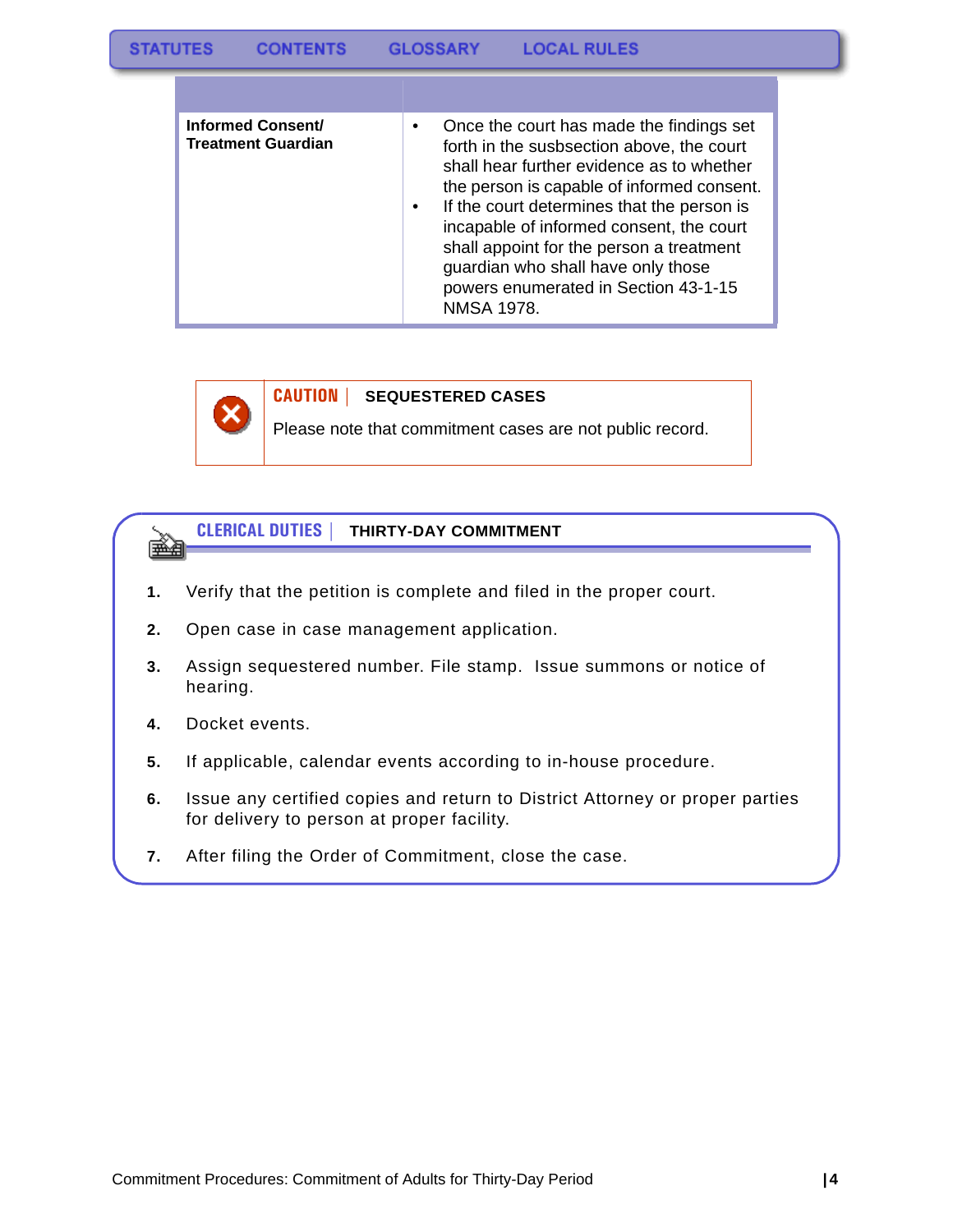STATUTES CONTENTS GLOSSARY LOCAL RULES

| | |
|---|---|
| **Informed Consent/ Treatment Guardian** | • Once the court has made the findings set forth in the susbsection above, the court shall hear further evidence as to whether the person is capable of informed consent.<br>• If the court determines that the person is incapable of informed consent, the court shall appoint for the person a treatment guardian who shall have only those powers enumerated in Section 43-1-15 NMSA 1978. |

**CAUTION | SEQUESTERED CASES**

Please note that commitment cases are not public record.

**CLERICAL DUTIES | THIRTY-DAY COMMITMENT**

1. Verify that the petition is complete and filed in the proper court.
2. Open case in case management application.
3. Assign sequestered number. File stamp. Issue summons or notice of hearing.
4. Docket events.
5. If applicable, calendar events according to in-house procedure.
6. Issue any certified copies and return to District Attorney or proper parties for delivery to person at proper facility.
7. After filing the Order of Commitment, close the case.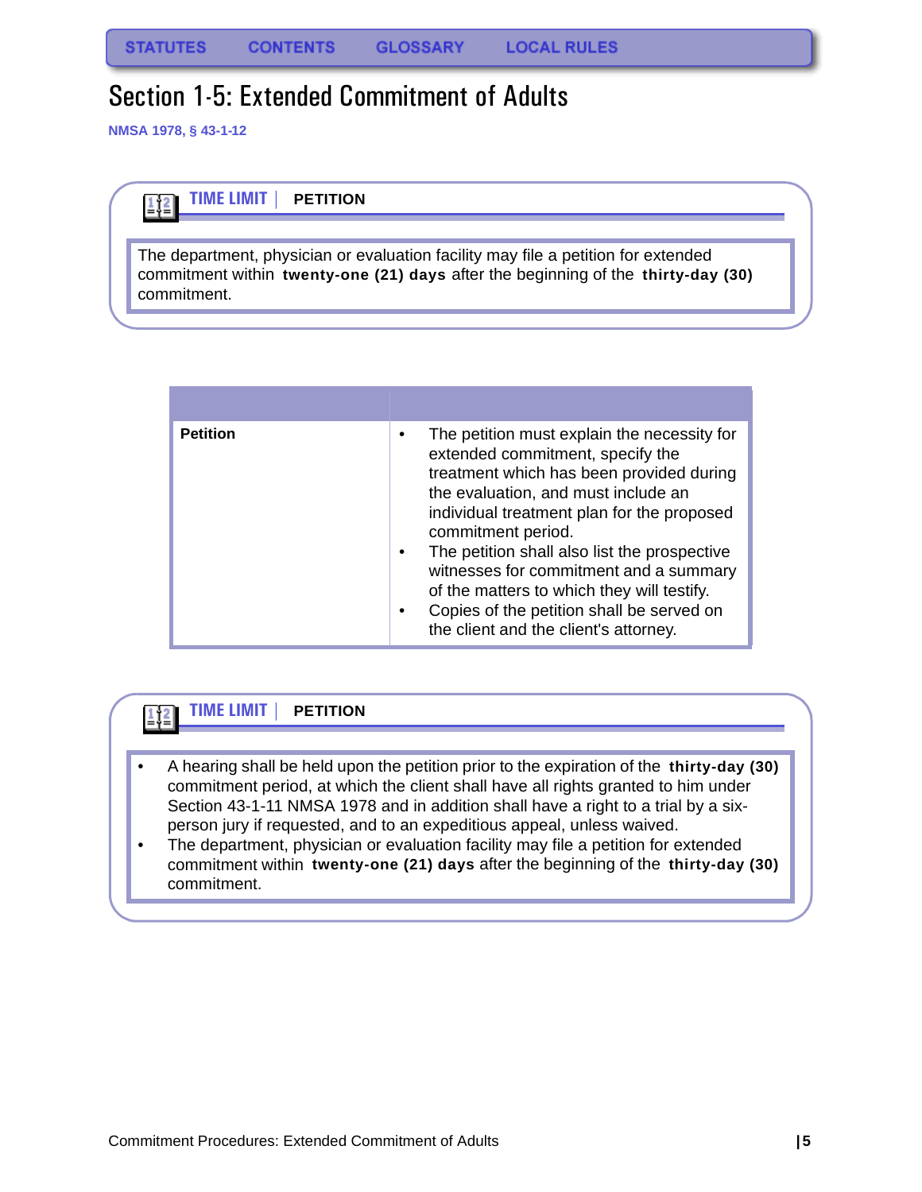STATUTES CONTENTS GLOSSARY LOCAL RULES

# Section 1-5: Extended Commitment of Adults

NMSA 1978, § 43-1-12

**TIME LIMIT | PETITION**

The department, physician or evaluation facility may file a petition for extended commitment within **twenty-one (21) days** after the beginning of the **thirty-day (30)** commitment.

| | |
|---|---|
| **Petition** | • The petition must explain the necessity for extended commitment, specify the treatment which has been provided during the evaluation, and must include an individual treatment plan for the proposed commitment period.<br>• The petition shall also list the prospective witnesses for commitment and a summary of the matters to which they will testify.<br>• Copies of the petition shall be served on the client and the client's attorney. |

**TIME LIMIT | PETITION**

- A hearing shall be held upon the petition prior to the expiration of the **thirty-day (30)** commitment period, at which the client shall have all rights granted to him under Section 43-1-11 NMSA 1978 and in addition shall have a right to a trial by a six-person jury if requested, and to an expeditious appeal, unless waived.
- The department, physician or evaluation facility may file a petition for extended commitment within **twenty-one (21) days** after the beginning of the **thirty-day (30)** commitment.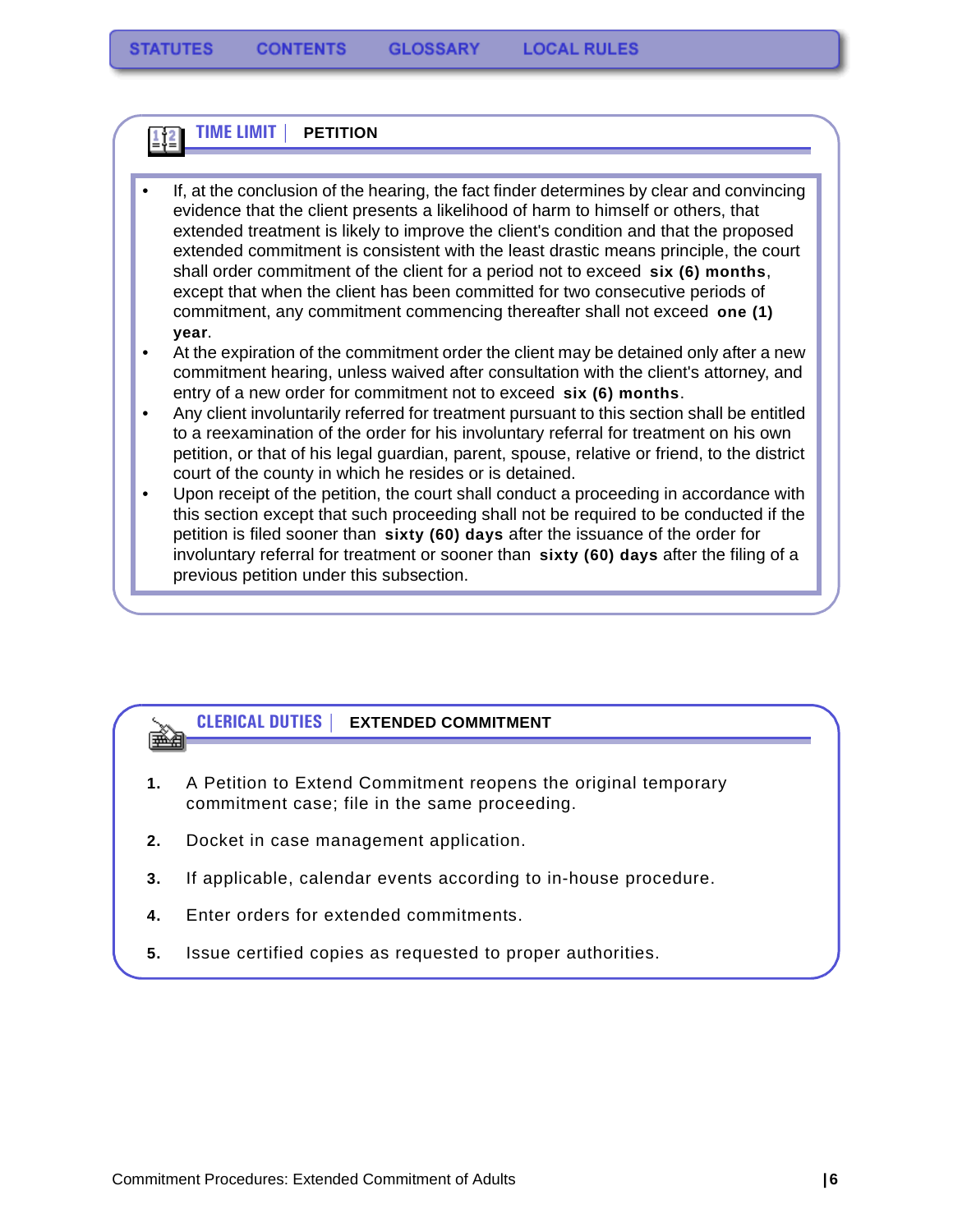## TIME LIMIT | PETITION

- If, at the conclusion of the hearing, the fact finder determines by clear and convincing evidence that the client presents a likelihood of harm to himself or others, that extended treatment is likely to improve the client's condition and that the proposed extended commitment is consistent with the least drastic means principle, the court shall order commitment of the client for a period not to exceed **six (6) months**, except that when the client has been committed for two consecutive periods of commitment, any commitment commencing thereafter shall not exceed **one (1) year**.
- At the expiration of the commitment order the client may be detained only after a new commitment hearing, unless waived after consultation with the client's attorney, and entry of a new order for commitment not to exceed **six (6) months**.
- Any client involuntarily referred for treatment pursuant to this section shall be entitled to a reexamination of the order for his involuntary referral for treatment on his own petition, or that of his legal guardian, parent, spouse, relative or friend, to the district court of the county in which he resides or is detained.
- Upon receipt of the petition, the court shall conduct a proceeding in accordance with this section except that such proceeding shall not be required to be conducted if the petition is filed sooner than **sixty (60) days** after the issuance of the order for involuntary referral for treatment or sooner than **sixty (60) days** after the filing of a previous petition under this subsection.

## CLERICAL DUTIES | EXTENDED COMMITMENT

1. A Petition to Extend Commitment reopens the original temporary commitment case; file in the same proceeding.
2. Docket in case management application.
3. If applicable, calendar events according to in-house procedure.
4. Enter orders for extended commitments.
5. Issue certified copies as requested to proper authorities.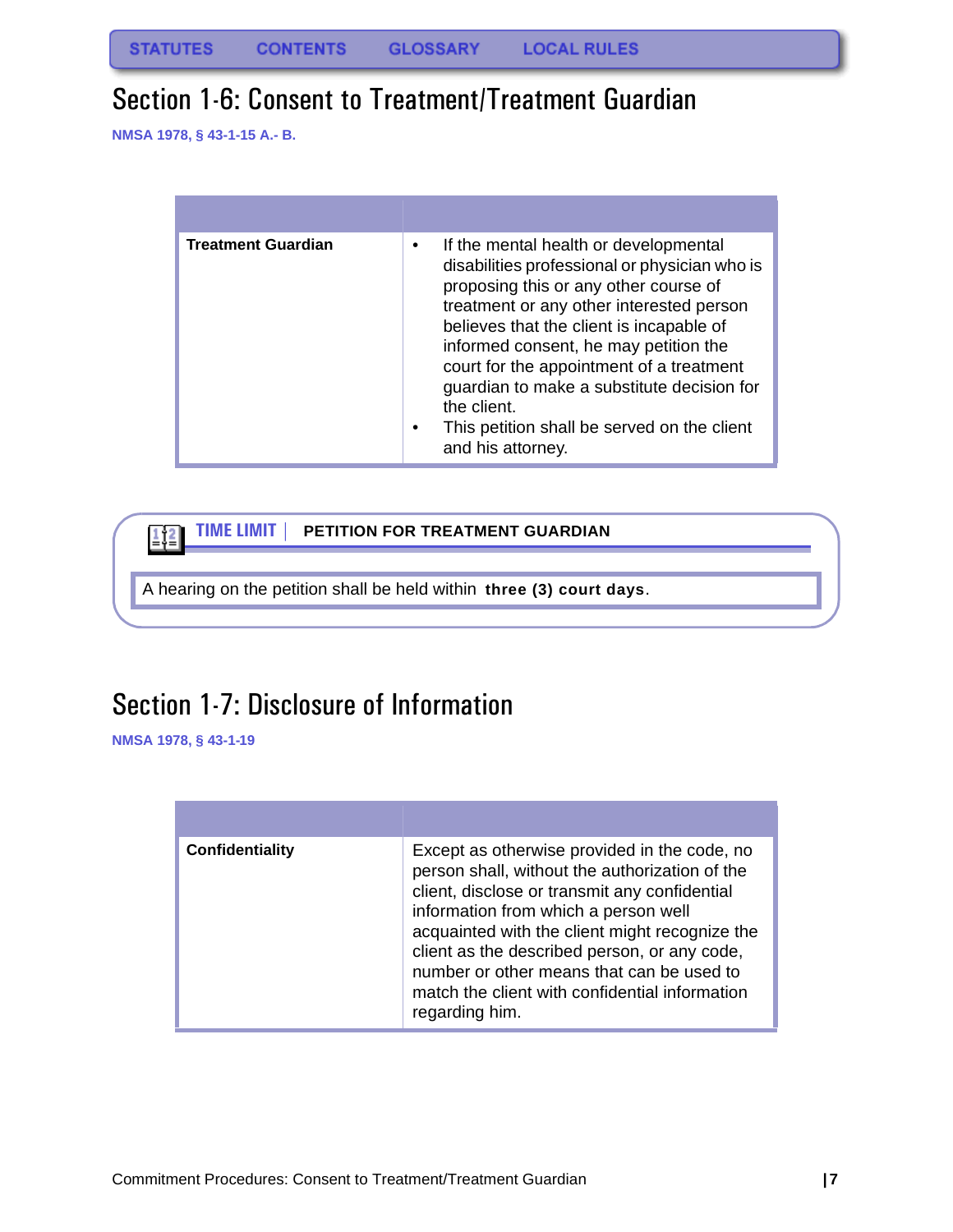STATUTES CONTENTS GLOSSARY LOCAL RULES

# Section 1-6: Consent to Treatment/Treatment Guardian

NMSA 1978, § 43-1-15 A.- B.

| | |
|---|---|
| **Treatment Guardian** | • If the mental health or developmental disabilities professional or physician who is proposing this or any other course of treatment or any other interested person believes that the client is incapable of informed consent, he may petition the court for the appointment of a treatment guardian to make a substitute decision for the client.<br>• This petition shall be served on the client and his attorney. |

**TIME LIMIT** | **PETITION FOR TREATMENT GUARDIAN**

A hearing on the petition shall be held within **three (3) court days**.

# Section 1-7: Disclosure of Information

NMSA 1978, § 43-1-19

| | |
|---|---|
| **Confidentiality** | Except as otherwise provided in the code, no person shall, without the authorization of the client, disclose or transmit any confidential information from which a person well acquainted with the client might recognize the client as the described person, or any code, number or other means that can be used to match the client with confidential information regarding him. |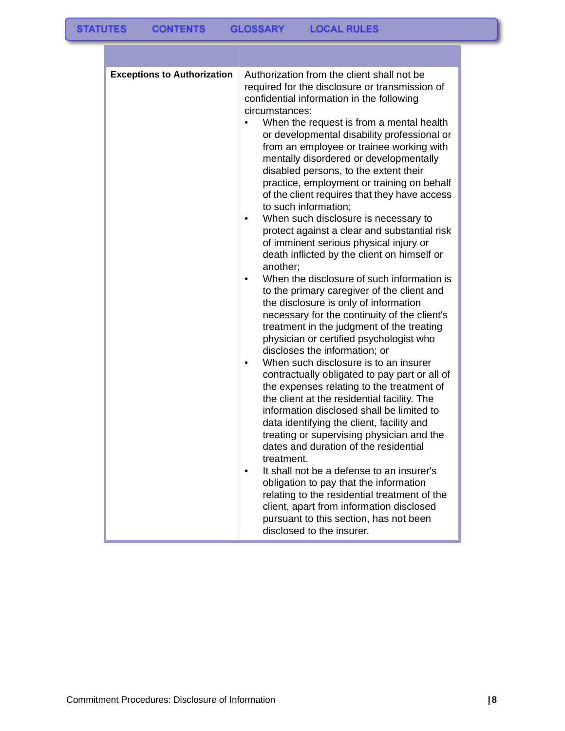| | |
|---|---|
| **Exceptions to Authorization** | Authorization from the client shall not be required for the disclosure or transmission of confidential information in the following circumstances:<br>• When the request is from a mental health or developmental disability professional or from an employee or trainee working with mentally disordered or developmentally disabled persons, to the extent their practice, employment or training on behalf of the client requires that they have access to such information;<br>• When such disclosure is necessary to protect against a clear and substantial risk of imminent serious physical injury or death inflicted by the client on himself or another;<br>• When the disclosure of such information is to the primary caregiver of the client and the disclosure is only of information necessary for the continuity of the client's treatment in the judgment of the treating physician or certified psychologist who discloses the information; or<br>• When such disclosure is to an insurer contractually obligated to pay part or all of the expenses relating to the treatment of the client at the residential facility. The information disclosed shall be limited to data identifying the client, facility and treating or supervising physician and the dates and duration of the residential treatment.<br>• It shall not be a defense to an insurer's obligation to pay that the information relating to the residential treatment of the client, apart from information disclosed pursuant to this section, has not been disclosed to the insurer. |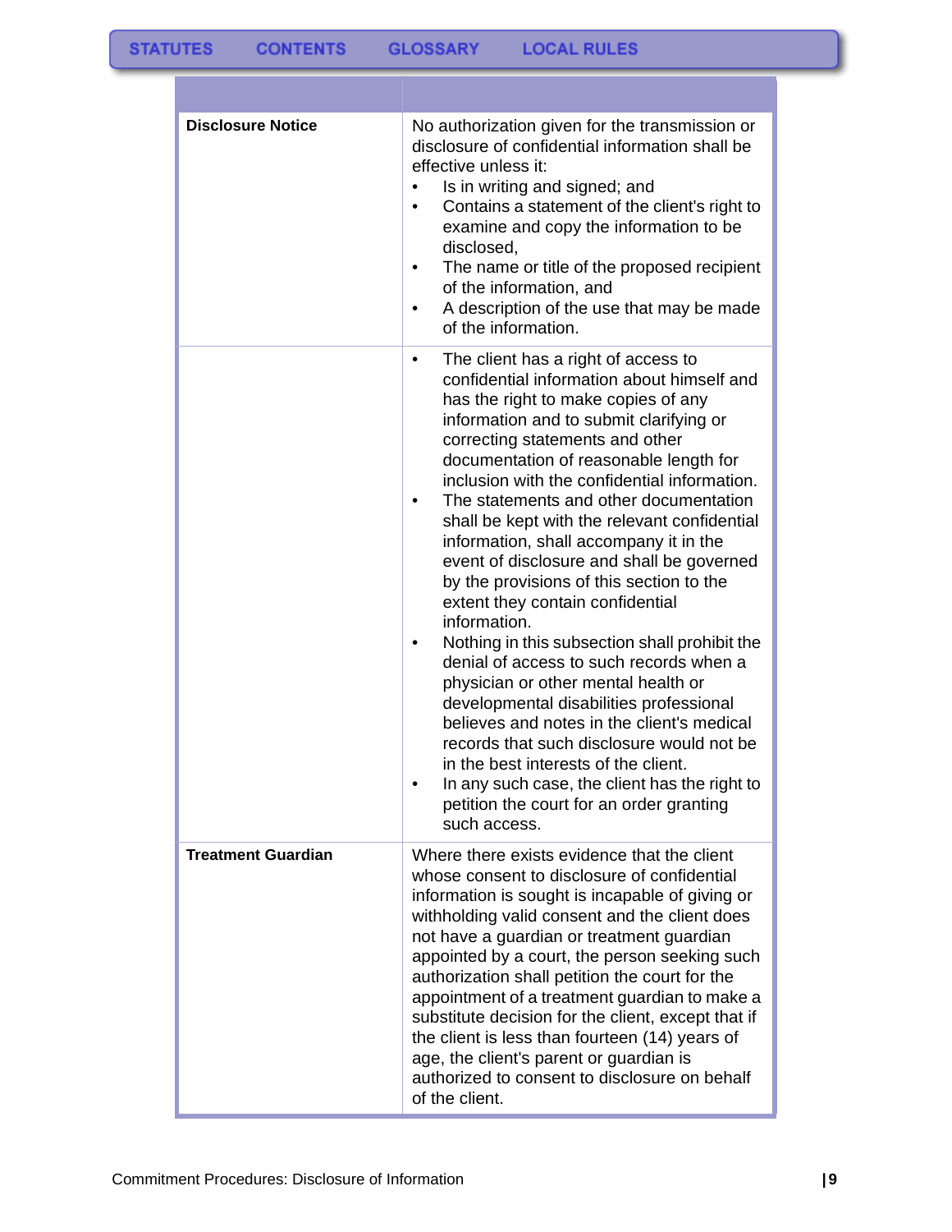| | |
|---|---|
| **Disclosure Notice** | No authorization given for the transmission or disclosure of confidential information shall be effective unless it:<br>• Is in writing and signed; and<br>• Contains a statement of the client's right to examine and copy the information to be disclosed,<br>• The name or title of the proposed recipient of the information, and<br>• A description of the use that may be made of the information. |
| | • The client has a right of access to confidential information about himself and has the right to make copies of any information and to submit clarifying or correcting statements and other documentation of reasonable length for inclusion with the confidential information.<br>• The statements and other documentation shall be kept with the relevant confidential information, shall accompany it in the event of disclosure and shall be governed by the provisions of this section to the extent they contain confidential information.<br>• Nothing in this subsection shall prohibit the denial of access to such records when a physician or other mental health or developmental disabilities professional believes and notes in the client's medical records that such disclosure would not be in the best interests of the client.<br>• In any such case, the client has the right to petition the court for an order granting such access. |
| **Treatment Guardian** | Where there exists evidence that the client whose consent to disclosure of confidential information is sought is incapable of giving or withholding valid consent and the client does not have a guardian or treatment guardian appointed by a court, the person seeking such authorization shall petition the court for the appointment of a treatment guardian to make a substitute decision for the client, except that if the client is less than fourteen (14) years of age, the client's parent or guardian is authorized to consent to disclosure on behalf of the client. |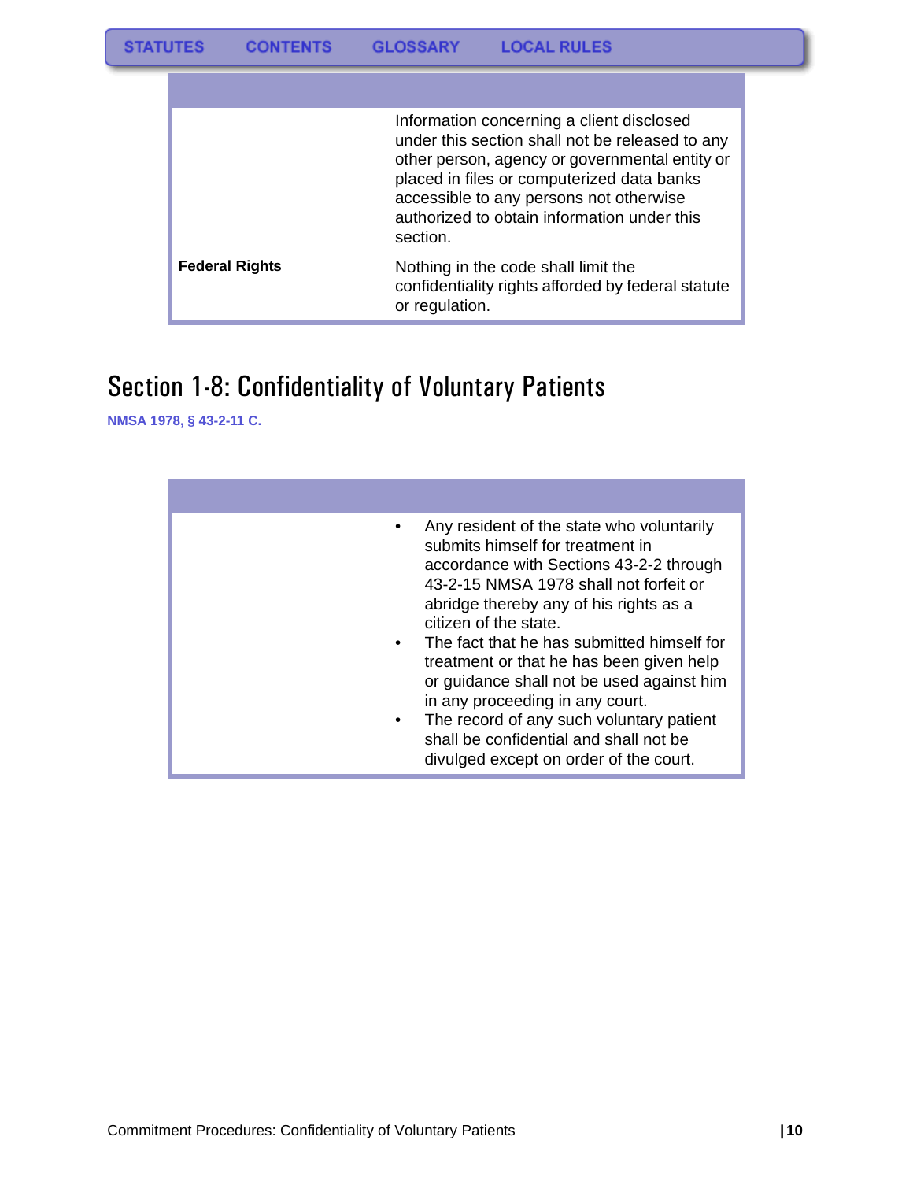| | |
|---|---|
| | Information concerning a client disclosed under this section shall not be released to any other person, agency or governmental entity or placed in files or computerized data banks accessible to any persons not otherwise authorized to obtain information under this section. |
| **Federal Rights** | Nothing in the code shall limit the confidentiality rights afforded by federal statute or regulation. |

# Section 1-8: Confidentiality of Voluntary Patients

**NMSA 1978, § 43-2-11 C.**

| | |
|---|---|
| | • Any resident of the state who voluntarily submits himself for treatment in accordance with Sections 43-2-2 through 43-2-15 NMSA 1978 shall not forfeit or abridge thereby any of his rights as a citizen of the state.<br>• The fact that he has submitted himself for treatment or that he has been given help or guidance shall not be used against him in any proceeding in any court.<br>• The record of any such voluntary patient shall be confidential and shall not be divulged except on order of the court. |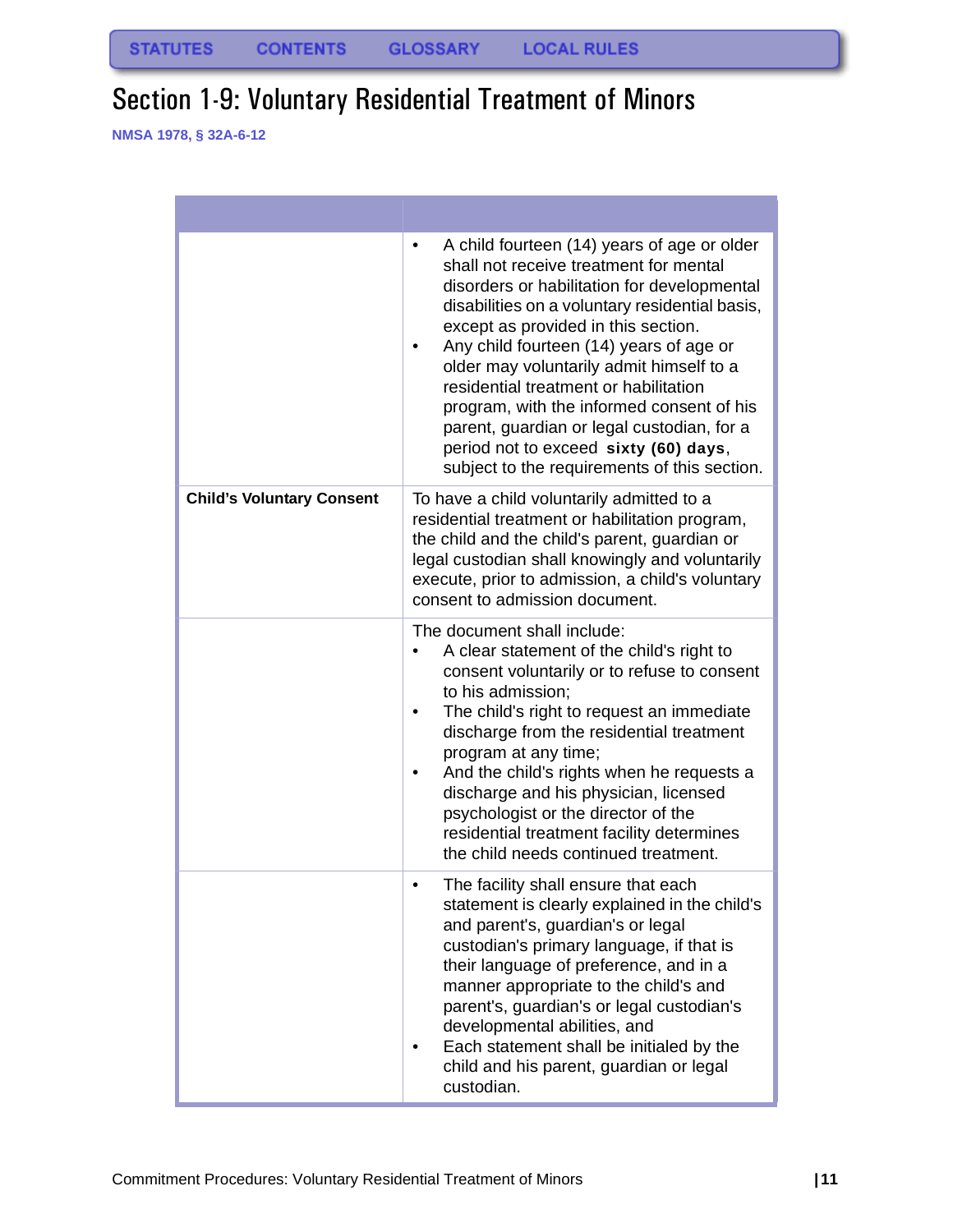# Section 1-9: Voluntary Residential Treatment of Minors

**NMSA 1978, § 32A-6-12**

| | |
|---|---|
| | • A child fourteen (14) years of age or older shall not receive treatment for mental disorders or habilitation for developmental disabilities on a voluntary residential basis, except as provided in this section.<br>• Any child fourteen (14) years of age or older may voluntarily admit himself to a residential treatment or habilitation program, with the informed consent of his parent, guardian or legal custodian, for a period not to exceed **sixty (60) days**, subject to the requirements of this section. |
| **Child's Voluntary Consent** | To have a child voluntarily admitted to a residential treatment or habilitation program, the child and the child's parent, guardian or legal custodian shall knowingly and voluntarily execute, prior to admission, a child's voluntary consent to admission document. |
| | The document shall include:<br>• A clear statement of the child's right to consent voluntarily or to refuse to consent to his admission;<br>• The child's right to request an immediate discharge from the residential treatment program at any time;<br>• And the child's rights when he requests a discharge and his physician, licensed psychologist or the director of the residential treatment facility determines the child needs continued treatment. |
| | • The facility shall ensure that each statement is clearly explained in the child's and parent's, guardian's or legal custodian's primary language, if that is their language of preference, and in a manner appropriate to the child's and parent's, guardian's or legal custodian's developmental abilities, and<br>• Each statement shall be initialed by the child and his parent, guardian or legal custodian. |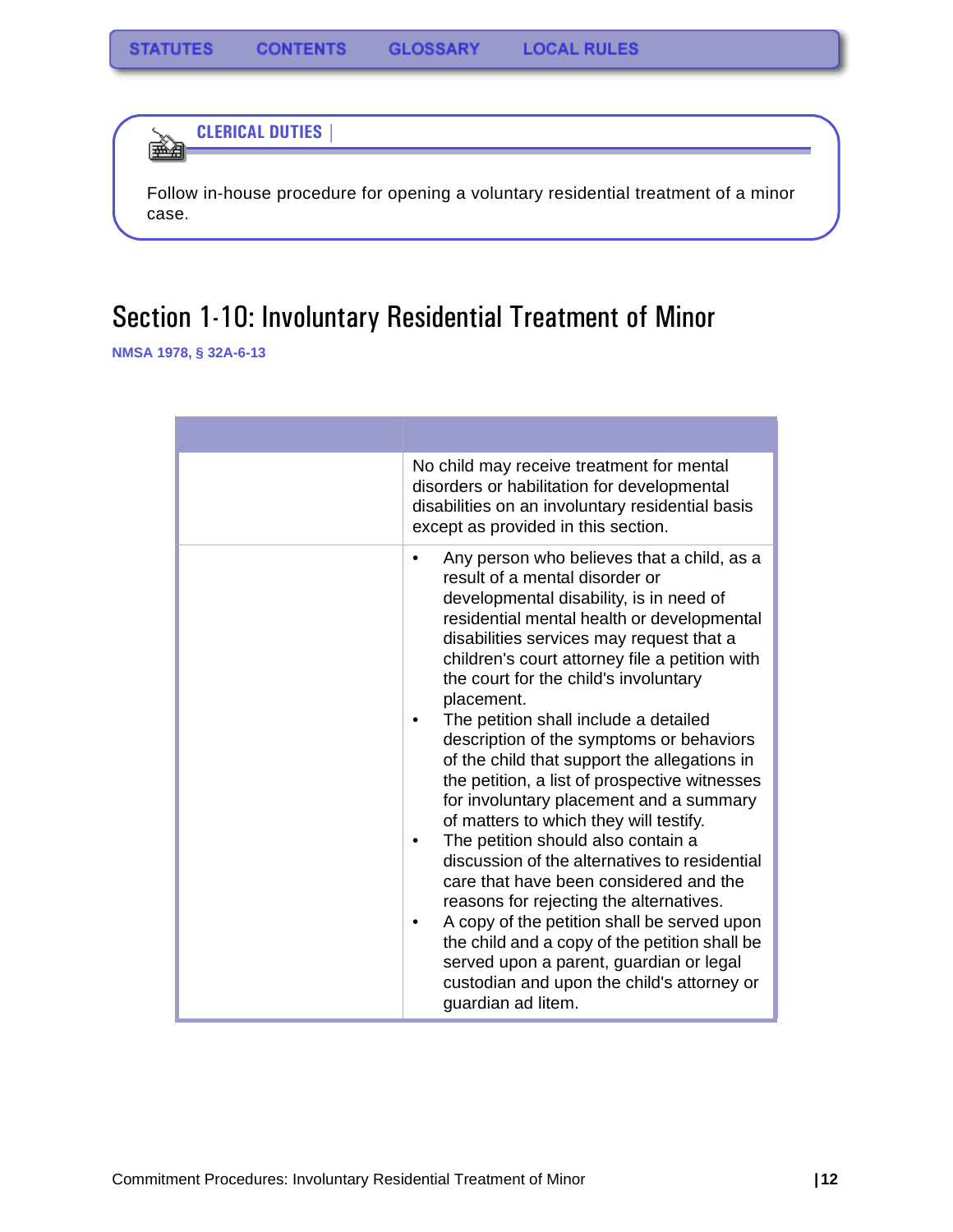STATUTES CONTENTS GLOSSARY LOCAL RULES

### CLERICAL DUTIES

Follow in-house procedure for opening a voluntary residential treatment of a minor case.

# Section 1-10: Involuntary Residential Treatment of Minor

NMSA 1978, § 32A-6-13

| | |
|---|---|
| | No child may receive treatment for mental disorders or habilitation for developmental disabilities on an involuntary residential basis except as provided in this section. |
| | • Any person who believes that a child, as a result of a mental disorder or developmental disability, is in need of residential mental health or developmental disabilities services may request that a children's court attorney file a petition with the court for the child's involuntary placement.<br>• The petition shall include a detailed description of the symptoms or behaviors of the child that support the allegations in the petition, a list of prospective witnesses for involuntary placement and a summary of matters to which they will testify.<br>• The petition should also contain a discussion of the alternatives to residential care that have been considered and the reasons for rejecting the alternatives.<br>• A copy of the petition shall be served upon the child and a copy of the petition shall be served upon a parent, guardian or legal custodian and upon the child's attorney or guardian ad litem. |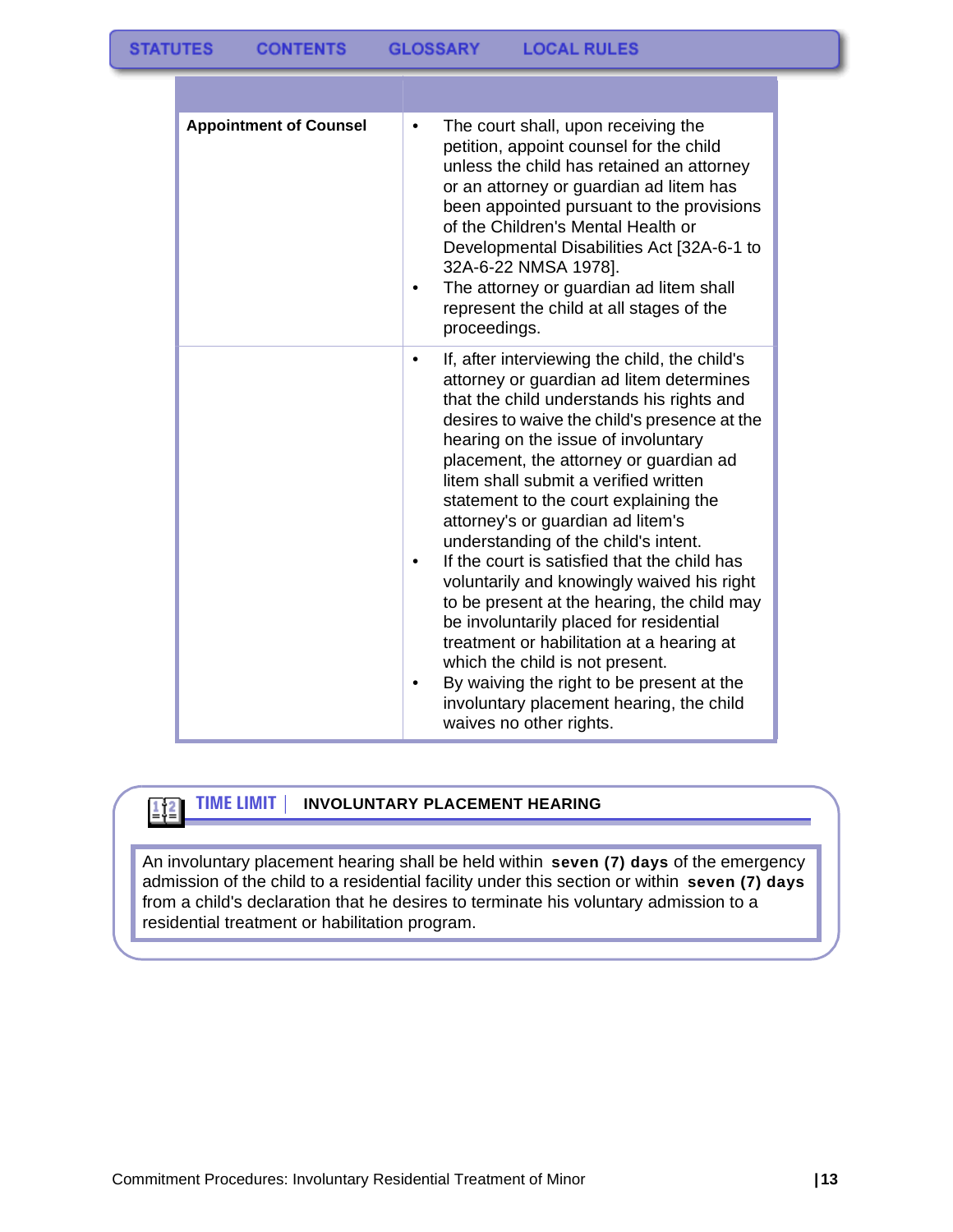| | |
|---|---|
| **Appointment of Counsel** | • The court shall, upon receiving the petition, appoint counsel for the child unless the child has retained an attorney or an attorney or guardian ad litem has been appointed pursuant to the provisions of the Children's Mental Health or Developmental Disabilities Act [32A-6-1 to 32A-6-22 NMSA 1978].<br>• The attorney or guardian ad litem shall represent the child at all stages of the proceedings. |
| | • If, after interviewing the child, the child's attorney or guardian ad litem determines that the child understands his rights and desires to waive the child's presence at the hearing on the issue of involuntary placement, the attorney or guardian ad litem shall submit a verified written statement to the court explaining the attorney's or guardian ad litem's understanding of the child's intent.<br>• If the court is satisfied that the child has voluntarily and knowingly waived his right to be present at the hearing, the child may be involuntarily placed for residential treatment or habilitation at a hearing at which the child is not present.<br>• By waiving the right to be present at the involuntary placement hearing, the child waives no other rights. |

**TIME LIMIT | INVOLUNTARY PLACEMENT HEARING**

An involuntary placement hearing shall be held within **seven (7) days** of the emergency admission of the child to a residential facility under this section or within **seven (7) days** from a child's declaration that he desires to terminate his voluntary admission to a residential treatment or habilitation program.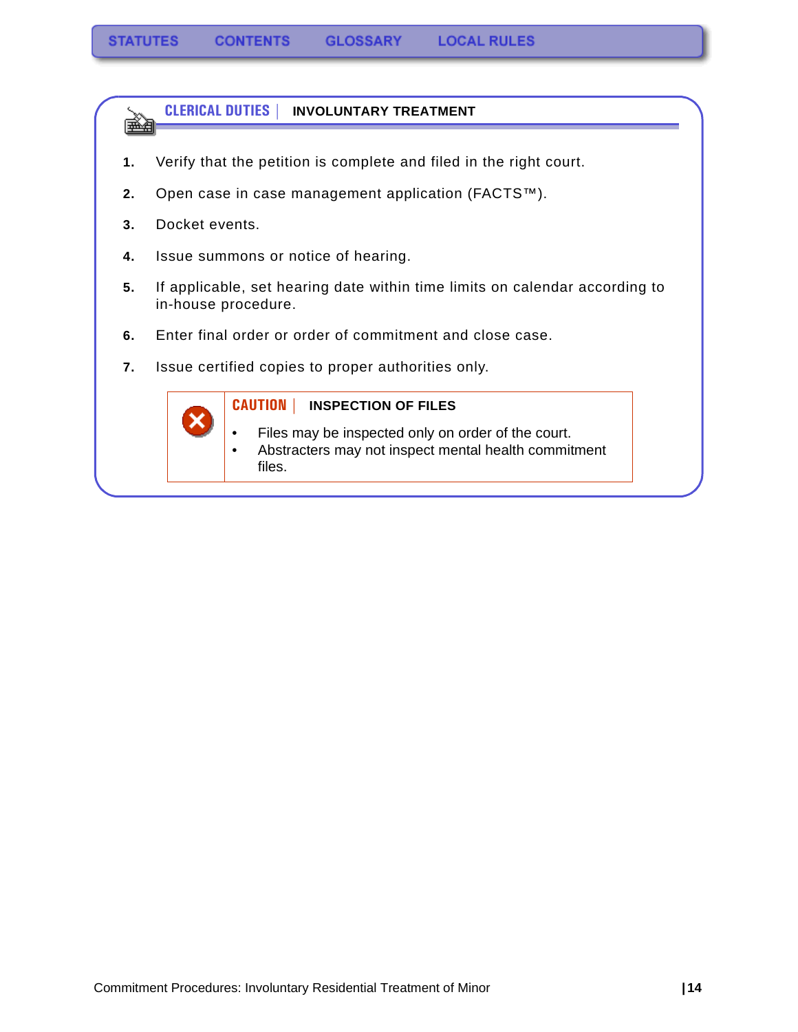STATUTES CONTENTS GLOSSARY LOCAL RULES

## CLERICAL DUTIES | INVOLUNTARY TREATMENT

1. Verify that the petition is complete and filed in the right court.
2. Open case in case management application (FACTS™).
3. Docket events.
4. Issue summons or notice of hearing.
5. If applicable, set hearing date within time limits on calendar according to in-house procedure.
6. Enter final order or order of commitment and close case.
7. Issue certified copies to proper authorities only.

### CAUTION | INSPECTION OF FILES

- Files may be inspected only on order of the court.
- Abstracters may not inspect mental health commitment files.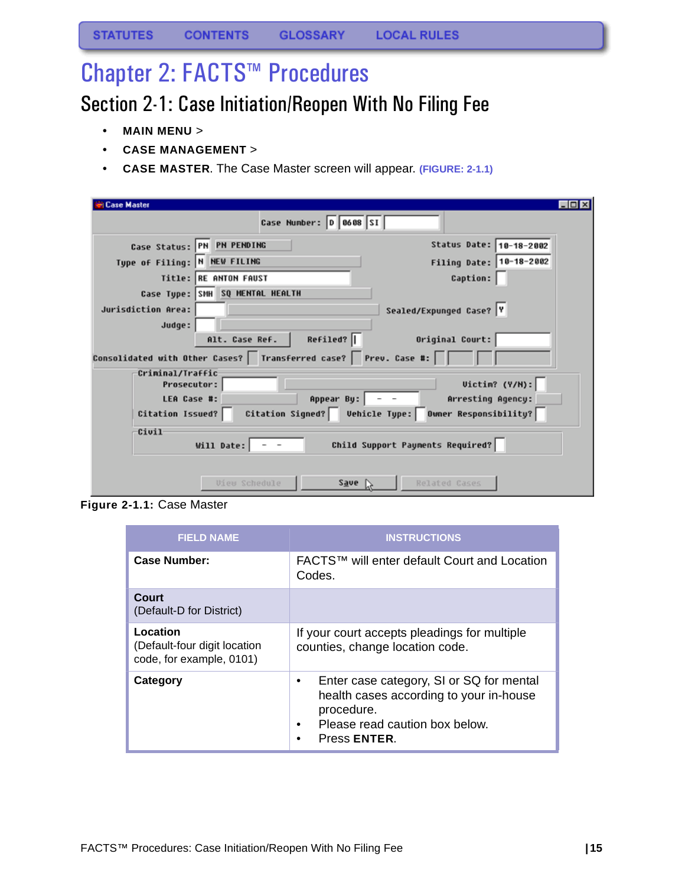# Chapter 2: FACTS™ Procedures

## Section 2-1: Case Initiation/Reopen With No Filing Fee

- **MAIN MENU** >
- **CASE MANAGEMENT** >
- **CASE MASTER**. The Case Master screen will appear. **(FIGURE: 2-1.1)**

**Figure 2-1.1:** Case Master

| FIELD NAME | INSTRUCTIONS |
|---|---|
| **Case Number:** | FACTS™ will enter default Court and Location Codes. |
| **Court**<br>(Default-D for District) | |
| **Location**<br>(Default-four digit location code, for example, 0101) | If your court accepts pleadings for multiple counties, change location code. |
| **Category** | • Enter case category, SI or SQ for mental health cases according to your in-house procedure.<br>• Please read caution box below.<br>• Press **ENTER**. |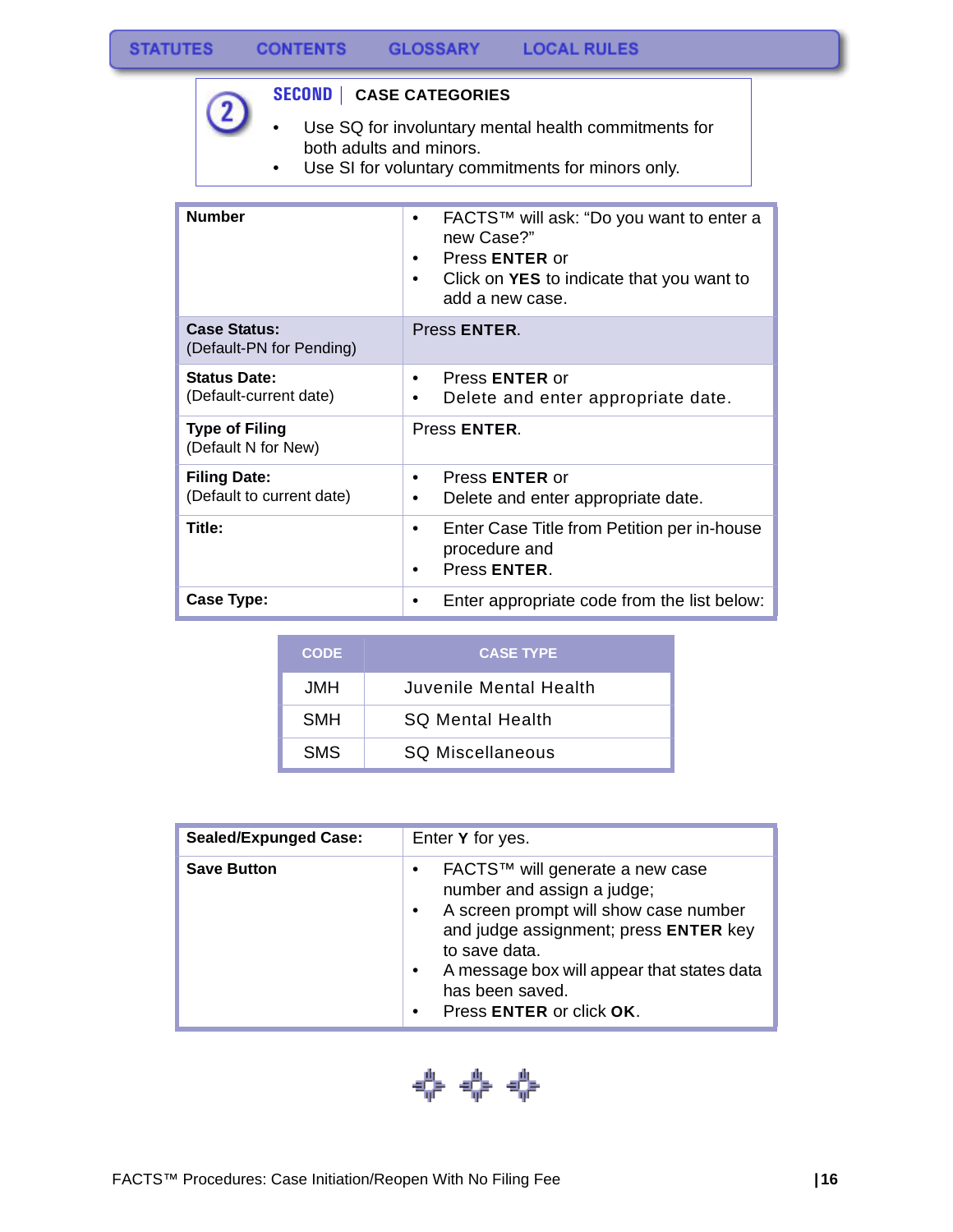## SECOND | CASE CATEGORIES

- Use SQ for involuntary mental health commitments for both adults and minors.
- Use SI for voluntary commitments for minors only.

| Field | Instructions |
| --- | --- |
| **Number** | • FACTS™ will ask: "Do you want to enter a new Case?" <br> • Press **ENTER** or <br> • Click on **YES** to indicate that you want to add a new case. |
| **Case Status:** (Default-PN for Pending) | Press **ENTER**. |
| **Status Date:** (Default-current date) | • Press **ENTER** or <br> • Delete and enter appropriate date. |
| **Type of Filing** (Default N for New) | Press **ENTER**. |
| **Filing Date:** (Default to current date) | • Press **ENTER** or <br> • Delete and enter appropriate date. |
| **Title:** | • Enter Case Title from Petition per in-house procedure and <br> • Press **ENTER**. |
| **Case Type:** | • Enter appropriate code from the list below: |

| CODE | CASE TYPE |
| --- | --- |
| JMH | Juvenile Mental Health |
| SMH | SQ Mental Health |
| SMS | SQ Miscellaneous |

| Field | Instructions |
| --- | --- |
| **Sealed/Expunged Case:** | Enter **Y** for yes. |
| **Save Button** | • FACTS™ will generate a new case number and assign a judge; <br> • A screen prompt will show case number and judge assignment; press **ENTER** key to save data. <br> • A message box will appear that states data has been saved. <br> • Press **ENTER** or click **OK**. |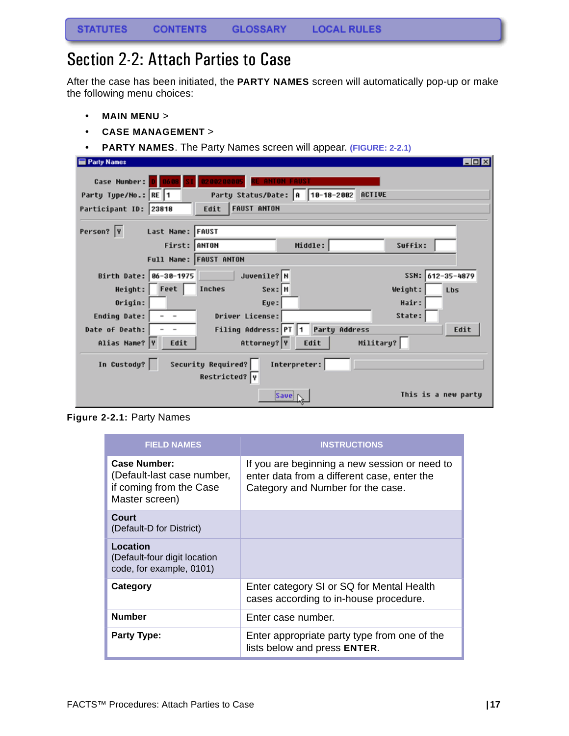# Section 2-2: Attach Parties to Case

After the case has been initiated, the **PARTY NAMES** screen will automatically pop-up or make the following menu choices:

- **MAIN MENU** >
- **CASE MANAGEMENT** >
- **PARTY NAMES**. The Party Names screen will appear. (FIGURE: 2-2.1)

**Figure 2-2.1:** Party Names

| FIELD NAMES | INSTRUCTIONS |
|---|---|
| **Case Number:** (Default-last case number, if coming from the Case Master screen) | If you are beginning a new session or need to enter data from a different case, enter the Category and Number for the case. |
| **Court** (Default-D for District) | |
| **Location** (Default-four digit location code, for example, 0101) | |
| **Category** | Enter category SI or SQ for Mental Health cases according to in-house procedure. |
| **Number** | Enter case number. |
| **Party Type:** | Enter appropriate party type from one of the lists below and press **ENTER**. |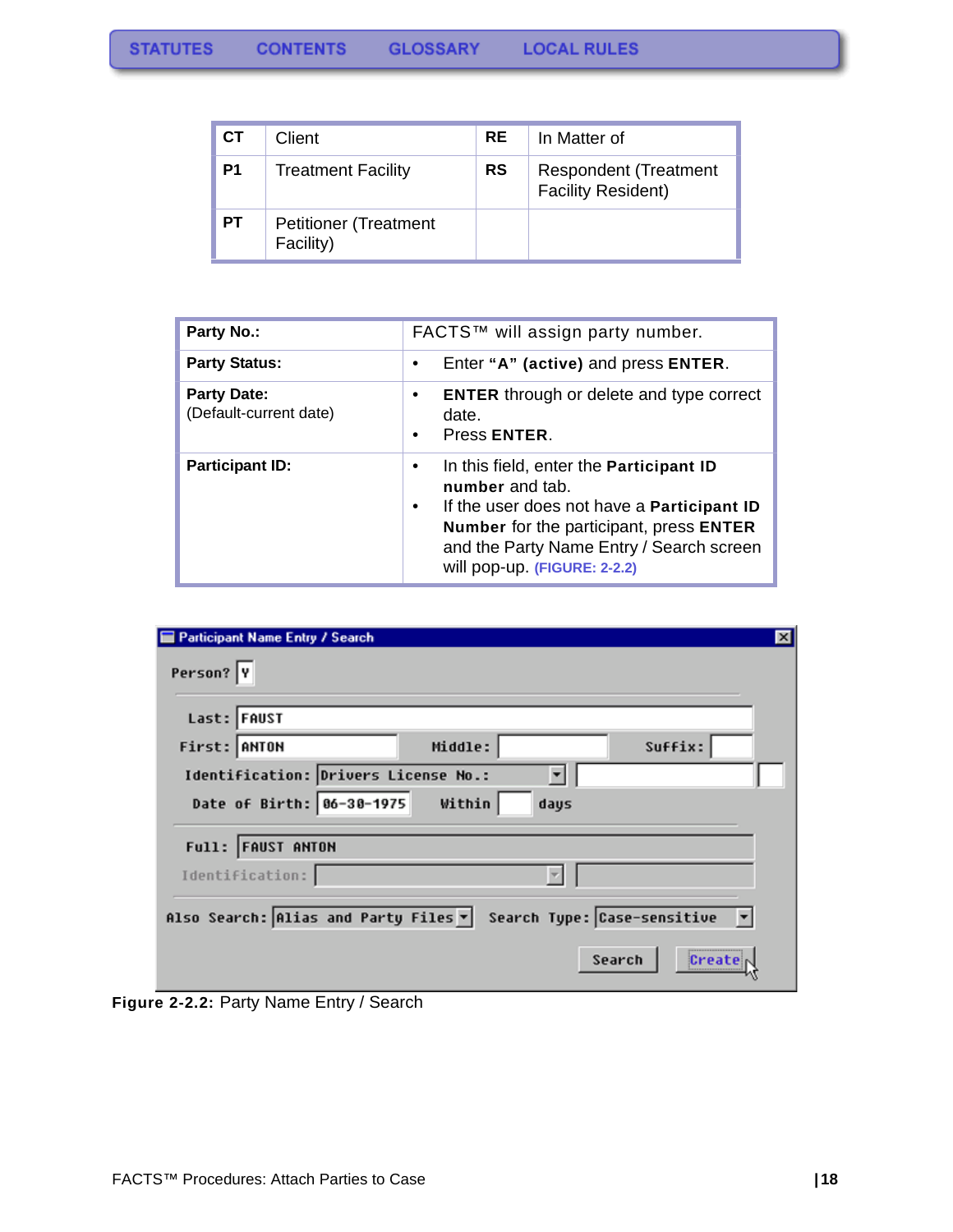| CT | Client | RE | In Matter of |
|---|---|---|---|
| P1 | Treatment Facility | RS | Respondent (Treatment Facility Resident) |
| PT | Petitioner (Treatment Facility) | | |

| Party No.: | FACTS™ will assign party number. |
|---|---|
| Party Status: | • Enter **"A" (active)** and press **ENTER**. |
| Party Date: (Default-current date) | • **ENTER** through or delete and type correct date. • Press **ENTER**. |
| Participant ID: | • In this field, enter the **Participant ID number** and tab. • If the user does not have a **Participant ID Number** for the participant, press **ENTER** and the Party Name Entry / Search screen will pop-up. (FIGURE: 2-2.2) |

**Figure 2-2.2:** Party Name Entry / Search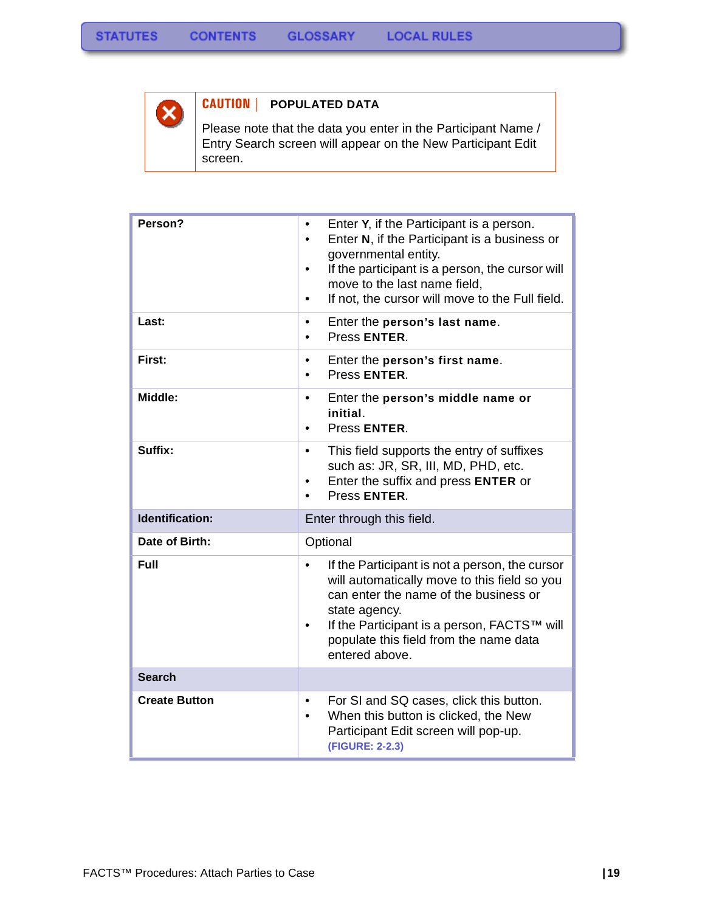**CAUTION** | **POPULATED DATA**

Please note that the data you enter in the Participant Name / Entry Search screen will appear on the New Participant Edit screen.

| Field | Description |
|---|---|
| **Person?** | • Enter **Y**, if the Participant is a person.<br>• Enter **N**, if the Participant is a business or governmental entity.<br>• If the participant is a person, the cursor will move to the last name field,<br>• If not, the cursor will move to the Full field. |
| **Last:** | • Enter the **person's last name**.<br>• Press **ENTER**. |
| **First:** | • Enter the **person's first name**.<br>• Press **ENTER**. |
| **Middle:** | • Enter the **person's middle name or initial**.<br>• Press **ENTER**. |
| **Suffix:** | • This field supports the entry of suffixes such as: JR, SR, III, MD, PHD, etc.<br>• Enter the suffix and press **ENTER** or<br>• Press **ENTER**. |
| **Identification:** | Enter through this field. |
| **Date of Birth:** | Optional |
| **Full** | • If the Participant is not a person, the cursor will automatically move to this field so you can enter the name of the business or state agency.<br>• If the Participant is a person, FACTS™ will populate this field from the name data entered above. |
| **Search** | |
| **Create Button** | • For SI and SQ cases, click this button.<br>• When this button is clicked, the New Participant Edit screen will pop-up. **(FIGURE: 2-2.3)** |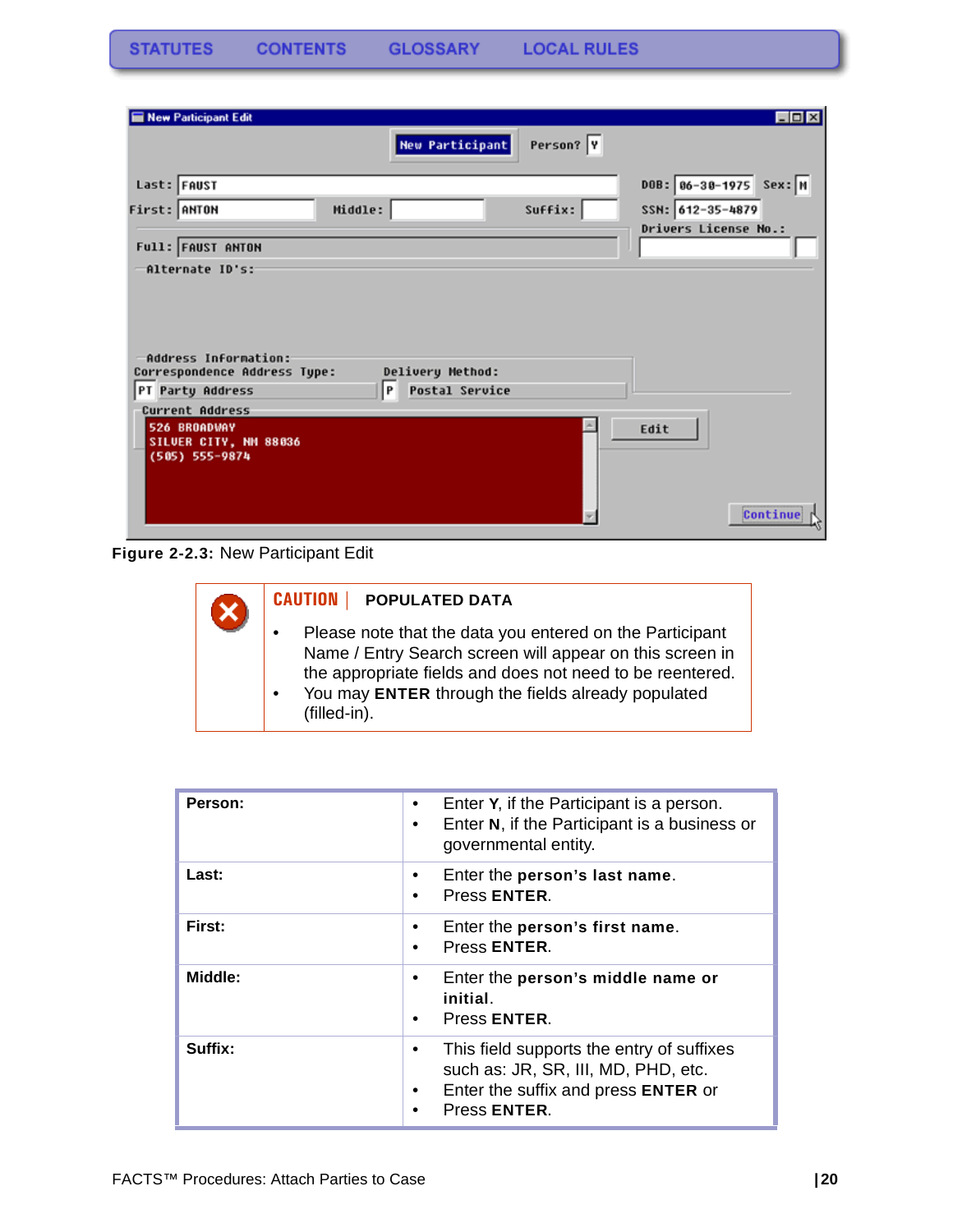STATUTES CONTENTS GLOSSARY LOCAL RULES

**Figure 2-2.3:** New Participant Edit

**CAUTION | POPULATED DATA**

- Please note that the data you entered on the Participant Name / Entry Search screen will appear on this screen in the appropriate fields and does not need to be reentered.
- You may **ENTER** through the fields already populated (filled-in).

| | |
|---|---|
| **Person:** | • Enter **Y**, if the Participant is a person.<br>• Enter **N**, if the Participant is a business or governmental entity. |
| **Last:** | • Enter the **person's last name**.<br>• Press **ENTER**. |
| **First:** | • Enter the **person's first name**.<br>• Press **ENTER**. |
| **Middle:** | • Enter the **person's middle name or initial**.<br>• Press **ENTER**. |
| **Suffix:** | • This field supports the entry of suffixes such as: JR, SR, III, MD, PHD, etc.<br>• Enter the suffix and press **ENTER** or<br>• Press **ENTER**. |

FACTS™ Procedures: Attach Parties to Case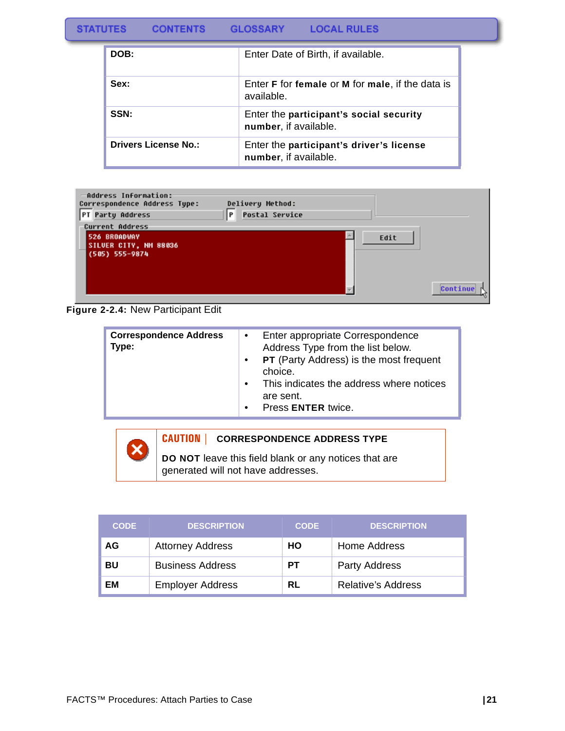| DOB: | Enter Date of Birth, if available. |
| --- | --- |
| Sex: | Enter **F** for **female** or **M** for **male**, if the data is available. |
| SSN: | Enter the **participant's social security number**, if available. |
| Drivers License No.: | Enter the **participant's driver's license number**, if available. |

**Figure 2-2.4:** New Participant Edit

| Correspondence Address Type: | • Enter appropriate Correspondence Address Type from the list below.<br>• **PT** (Party Address) is the most frequent choice.<br>• This indicates the address where notices are sent.<br>• Press **ENTER** twice. |
| --- | --- |

**CAUTION | CORRESPONDENCE ADDRESS TYPE**

**DO NOT** leave this field blank or any notices that are generated will not have addresses.

| CODE | DESCRIPTION | CODE | DESCRIPTION |
| --- | --- | --- | --- |
| **AG** | Attorney Address | **HO** | Home Address |
| **BU** | Business Address | **PT** | Party Address |
| **EM** | Employer Address | **RL** | Relative's Address |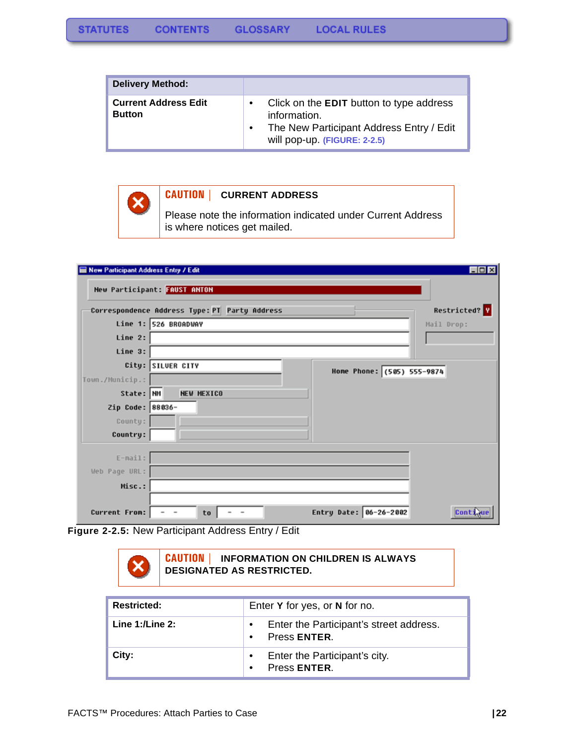| Delivery Method: | |
|---|---|
| Current Address Edit Button | • Click on the **EDIT** button to type address information.<br>• The New Participant Address Entry / Edit will pop-up. (FIGURE: 2-2.5) |

**CAUTION | CURRENT ADDRESS**

Please note the information indicated under Current Address is where notices get mailed.

**Figure 2-2.5:** New Participant Address Entry / Edit

**CAUTION | INFORMATION ON CHILDREN IS ALWAYS DESIGNATED AS RESTRICTED.**

| Restricted: | Enter **Y** for yes, or **N** for no. |
|---|---|
| Line 1:/Line 2: | • Enter the Participant's street address.<br>• Press **ENTER**. |
| City: | • Enter the Participant's city.<br>• Press **ENTER**. |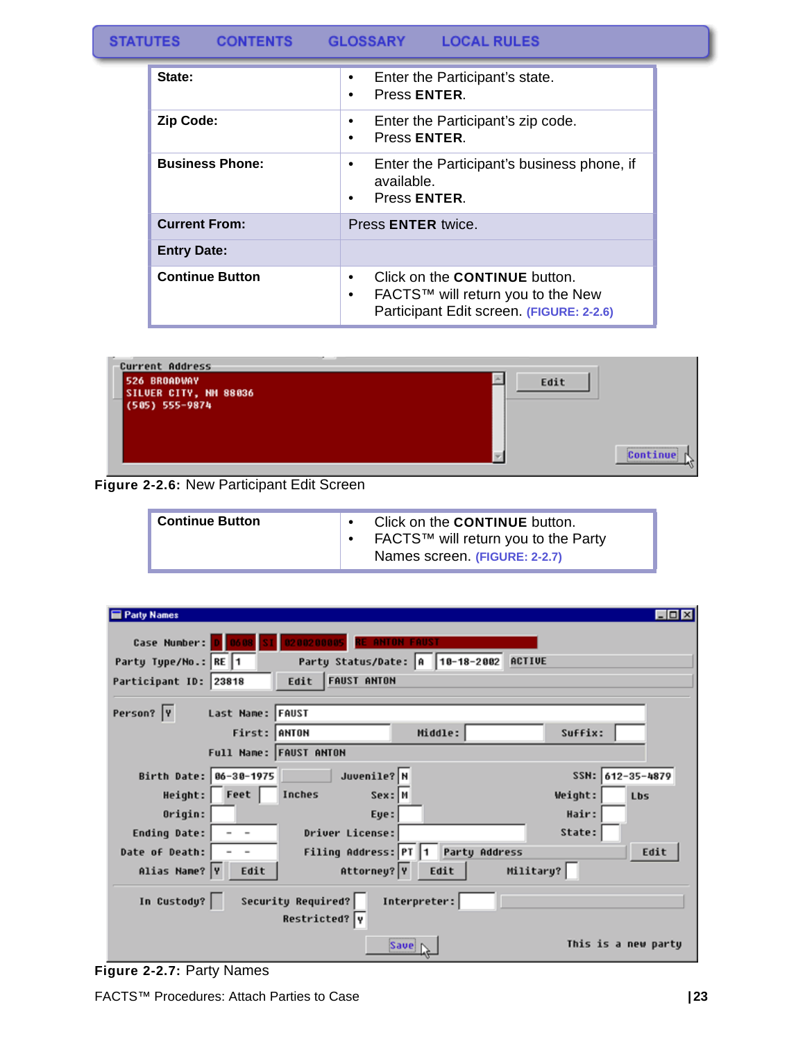| | |
|---|---|
| **State:** | • Enter the Participant's state.<br>• Press **ENTER**. |
| **Zip Code:** | • Enter the Participant's zip code.<br>• Press **ENTER**. |
| **Business Phone:** | • Enter the Participant's business phone, if available.<br>• Press **ENTER**. |
| **Current From:** | Press **ENTER** twice. |
| **Entry Date:** | |
| **Continue Button** | • Click on the **CONTINUE** button.<br>• FACTS™ will return you to the New Participant Edit screen. (FIGURE: 2-2.6) |

**Figure 2-2.6:** New Participant Edit Screen

| | |
|---|---|
| **Continue Button** | • Click on the **CONTINUE** button.<br>• FACTS™ will return you to the Party Names screen. (FIGURE: 2-2.7) |

**Figure 2-2.7:** Party Names

FACTS™ Procedures: Attach Parties to Case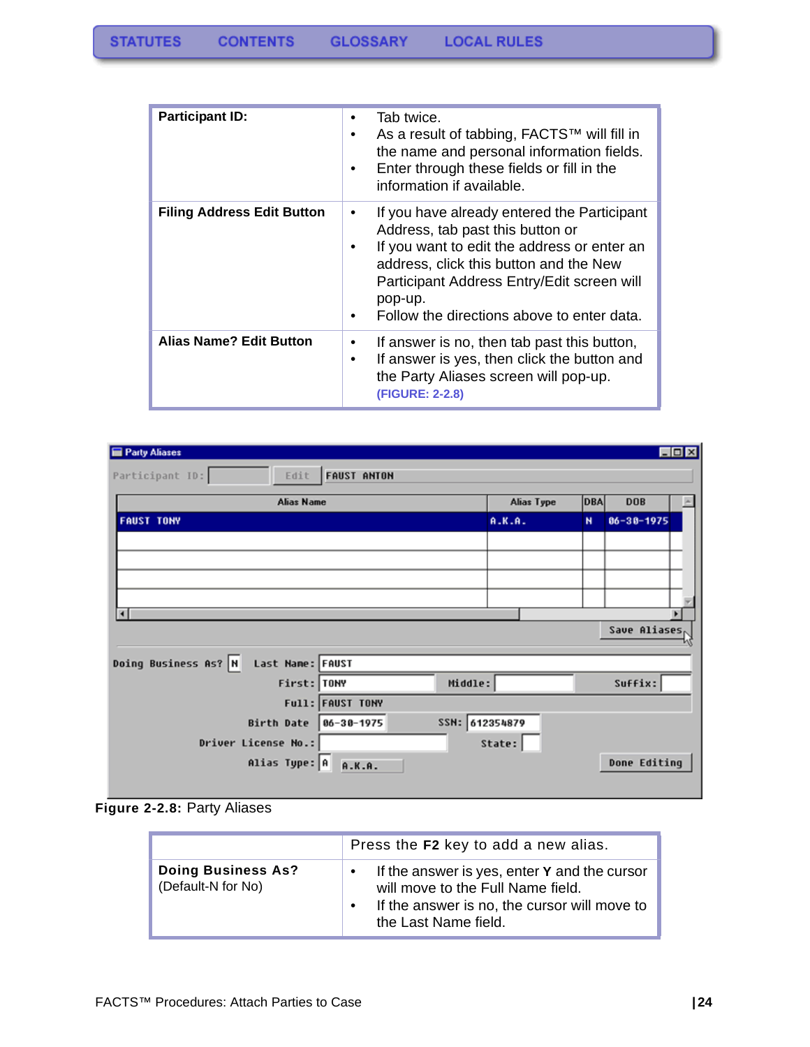| Participant ID: | • Tab twice.<br>• As a result of tabbing, FACTS™ will fill in the name and personal information fields.<br>• Enter through these fields or fill in the information if available. |
|---|---|
| **Filing Address Edit Button** | • If you have already entered the Participant Address, tab past this button or<br>• If you want to edit the address or enter an address, click this button and the New Participant Address Entry/Edit screen will pop-up.<br>• Follow the directions above to enter data. |
| **Alias Name? Edit Button** | • If answer is no, then tab past this button,<br>• If answer is yes, then click the button and the Party Aliases screen will pop-up. **(FIGURE: 2-2.8)** |

**Figure 2-2.8:** Party Aliases

| | Press the **F2** key to add a new alias. |
|---|---|
| **Doing Business As?** (Default-N for No) | • If the answer is yes, enter **Y** and the cursor will move to the Full Name field.<br>• If the answer is no, the cursor will move to the Last Name field. |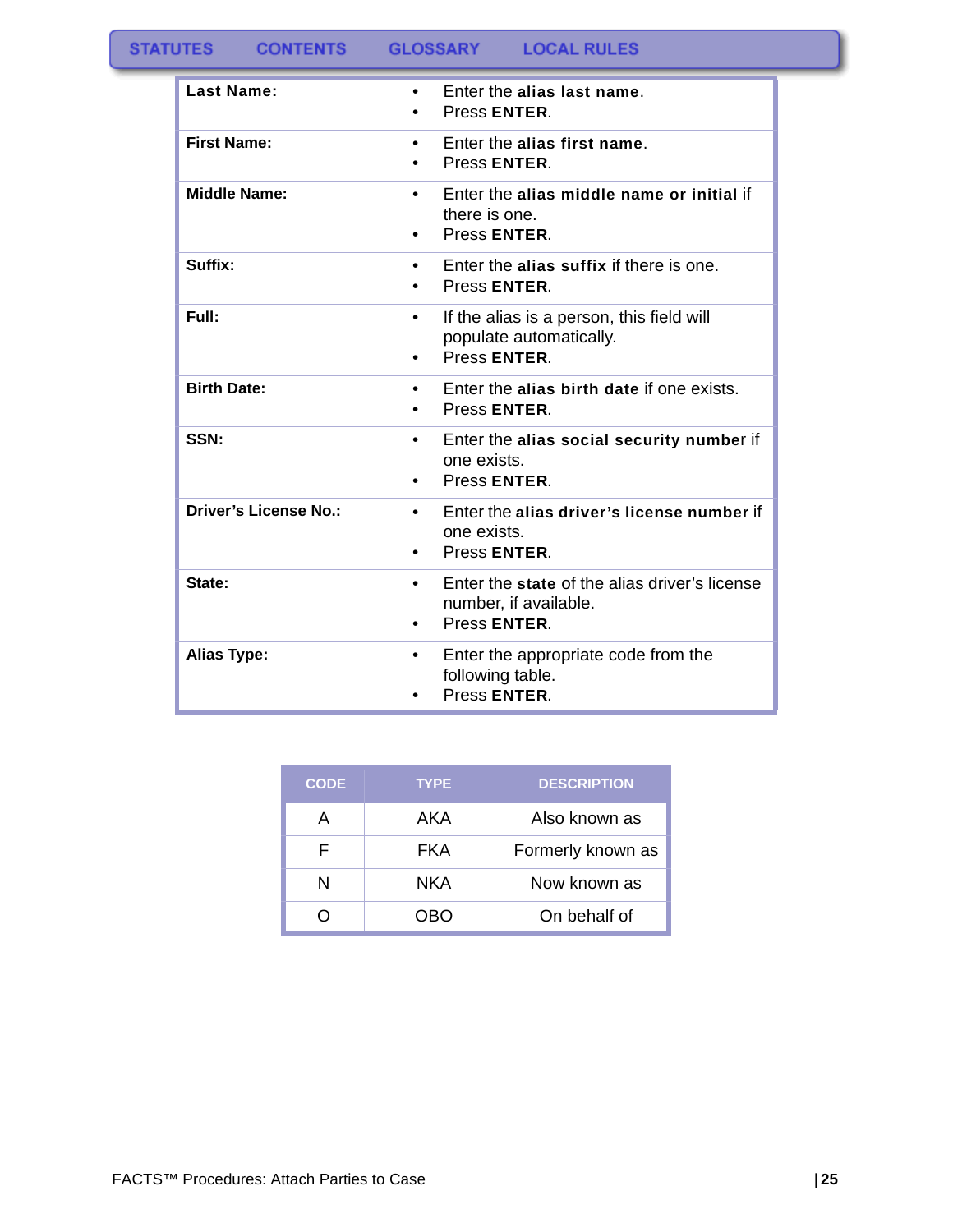| | |
|---|---|
| **Last Name:** | • Enter the **alias last name**.<br>• Press **ENTER**. |
| **First Name:** | • Enter the **alias first name**.<br>• Press **ENTER**. |
| **Middle Name:** | • Enter the **alias middle name or initial** if there is one.<br>• Press **ENTER**. |
| **Suffix:** | • Enter the **alias suffix** if there is one.<br>• Press **ENTER**. |
| **Full:** | • If the alias is a person, this field will populate automatically.<br>• Press **ENTER**. |
| **Birth Date:** | • Enter the **alias birth date** if one exists.<br>• Press **ENTER**. |
| **SSN:** | • Enter the **alias social security number** if one exists.<br>• Press **ENTER**. |
| **Driver's License No.:** | • Enter the **alias driver's license number** if one exists.<br>• Press **ENTER**. |
| **State:** | • Enter the **state** of the alias driver's license number, if available.<br>• Press **ENTER**. |
| **Alias Type:** | • Enter the appropriate code from the following table.<br>• Press **ENTER**. |

| CODE | TYPE | DESCRIPTION |
|---|---|---|
| A | AKA | Also known as |
| F | FKA | Formerly known as |
| N | NKA | Now known as |
| O | OBO | On behalf of |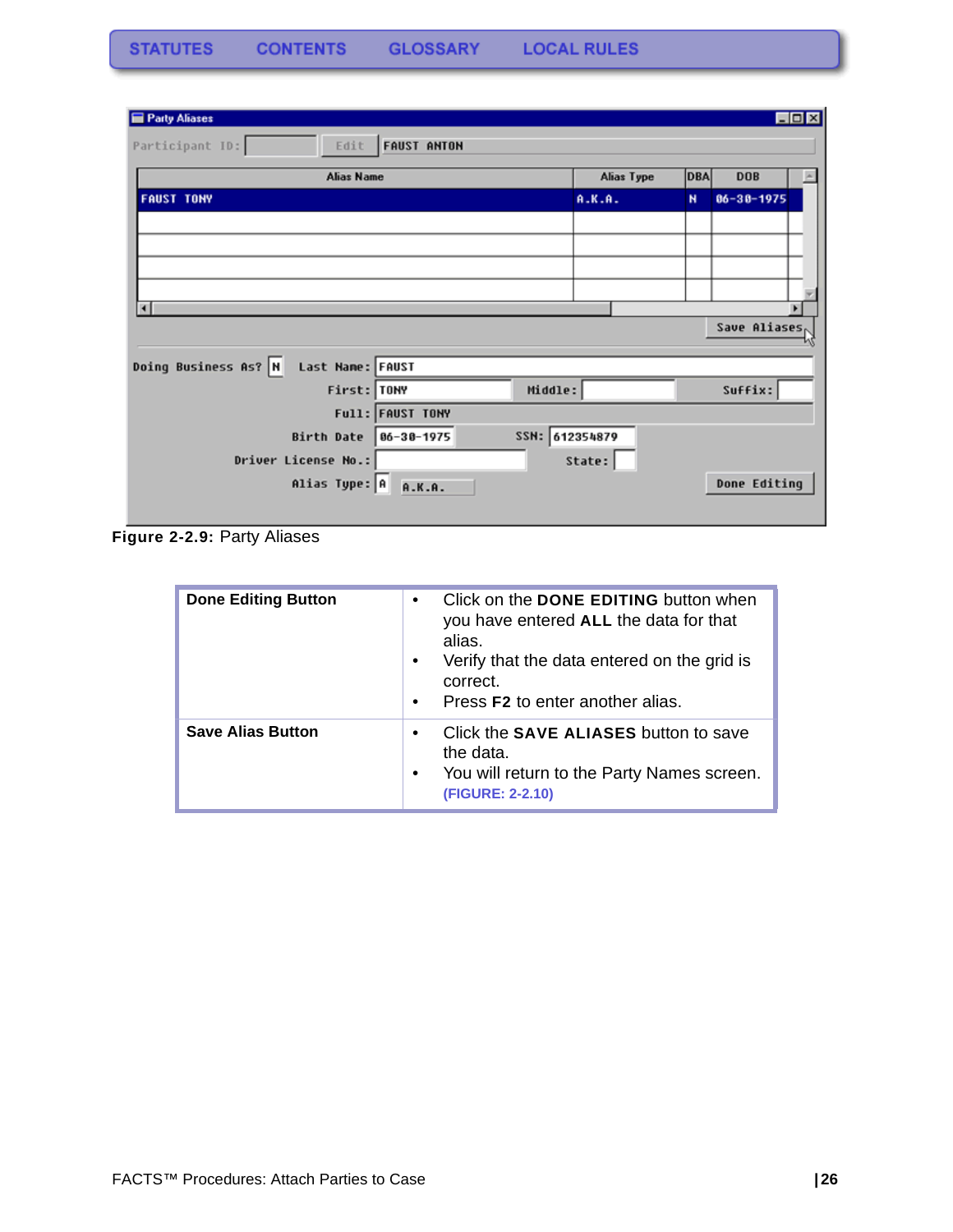**Figure 2-2.9:** Party Aliases

| | |
|---|---|
| **Done Editing Button** | • Click on the **DONE EDITING** button when you have entered **ALL** the data for that alias.<br>• Verify that the data entered on the grid is correct.<br>• Press **F2** to enter another alias. |
| **Save Alias Button** | • Click the **SAVE ALIASES** button to save the data.<br>• You will return to the Party Names screen. (FIGURE: 2-2.10) |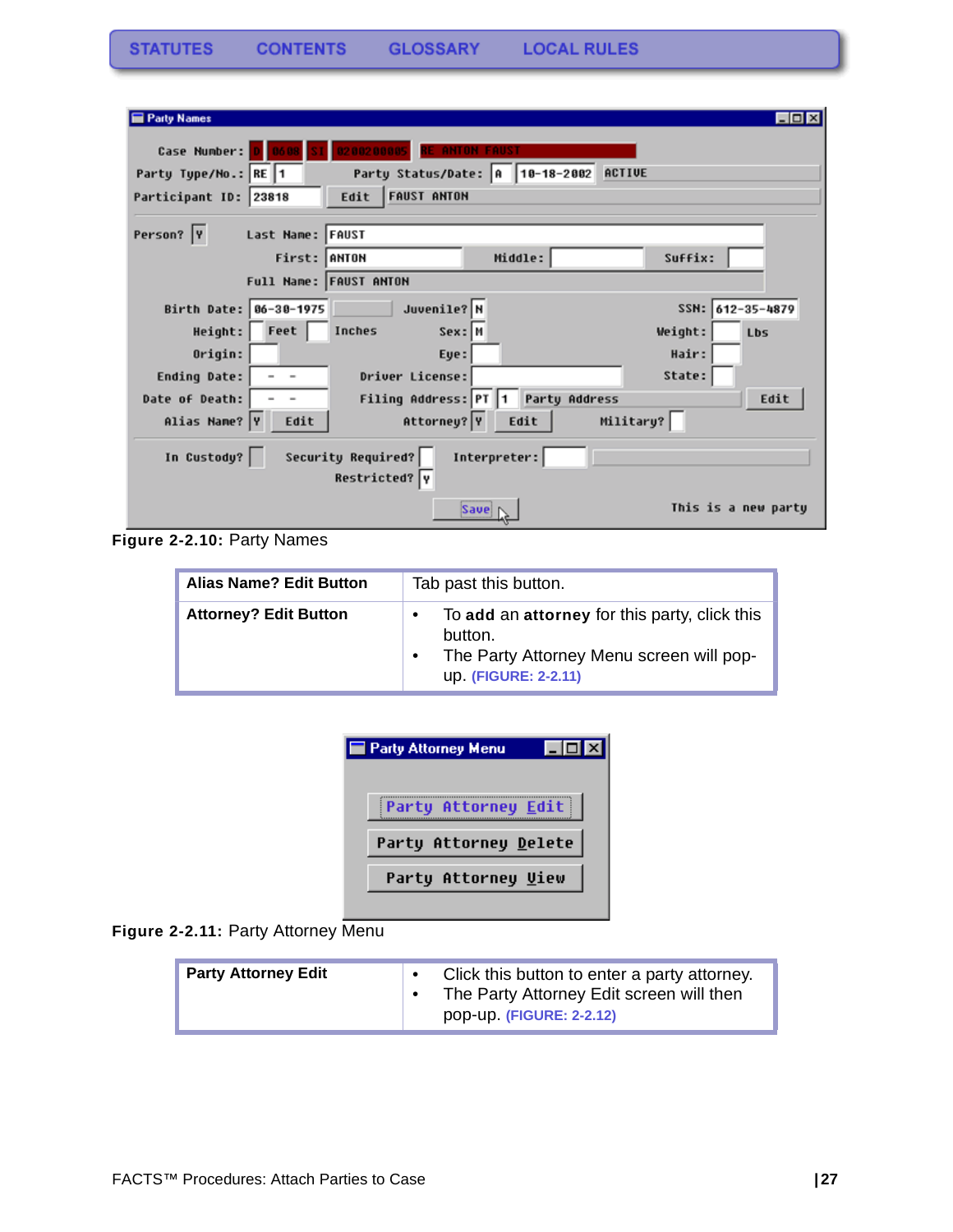Figure 2-2.10: Party Names

| Alias Name? Edit Button | Tab past this button. |
|---|---|
| Attorney? Edit Button | • To **add** an **attorney** for this party, click this button. • The Party Attorney Menu screen will pop-up. (FIGURE: 2-2.11) |

Figure 2-2.11: Party Attorney Menu

| Party Attorney Edit | • Click this button to enter a party attorney. • The Party Attorney Edit screen will then pop-up. (FIGURE: 2-2.12) |
|---|---|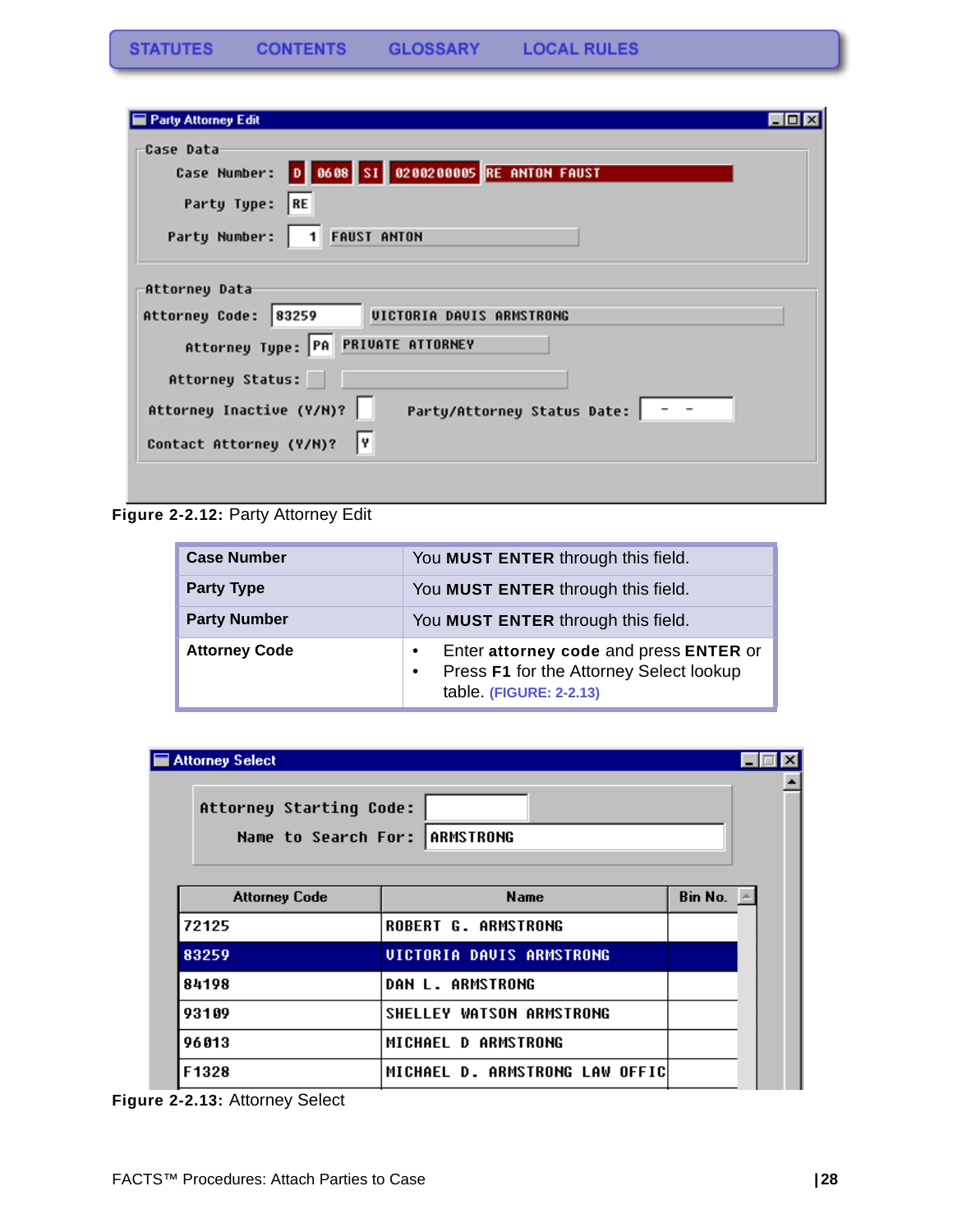STATUTES CONTENTS GLOSSARY LOCAL RULES

**Figure 2-2.12:** Party Attorney Edit

| Case Number | You **MUST ENTER** through this field. |
|---|---|
| **Party Type** | You **MUST ENTER** through this field. |
| **Party Number** | You **MUST ENTER** through this field. |
| **Attorney Code** | • Enter **attorney code** and press **ENTER** or<br>• Press **F1** for the Attorney Select lookup table. (FIGURE: 2-2.13) |

**Figure 2-2.13:** Attorney Select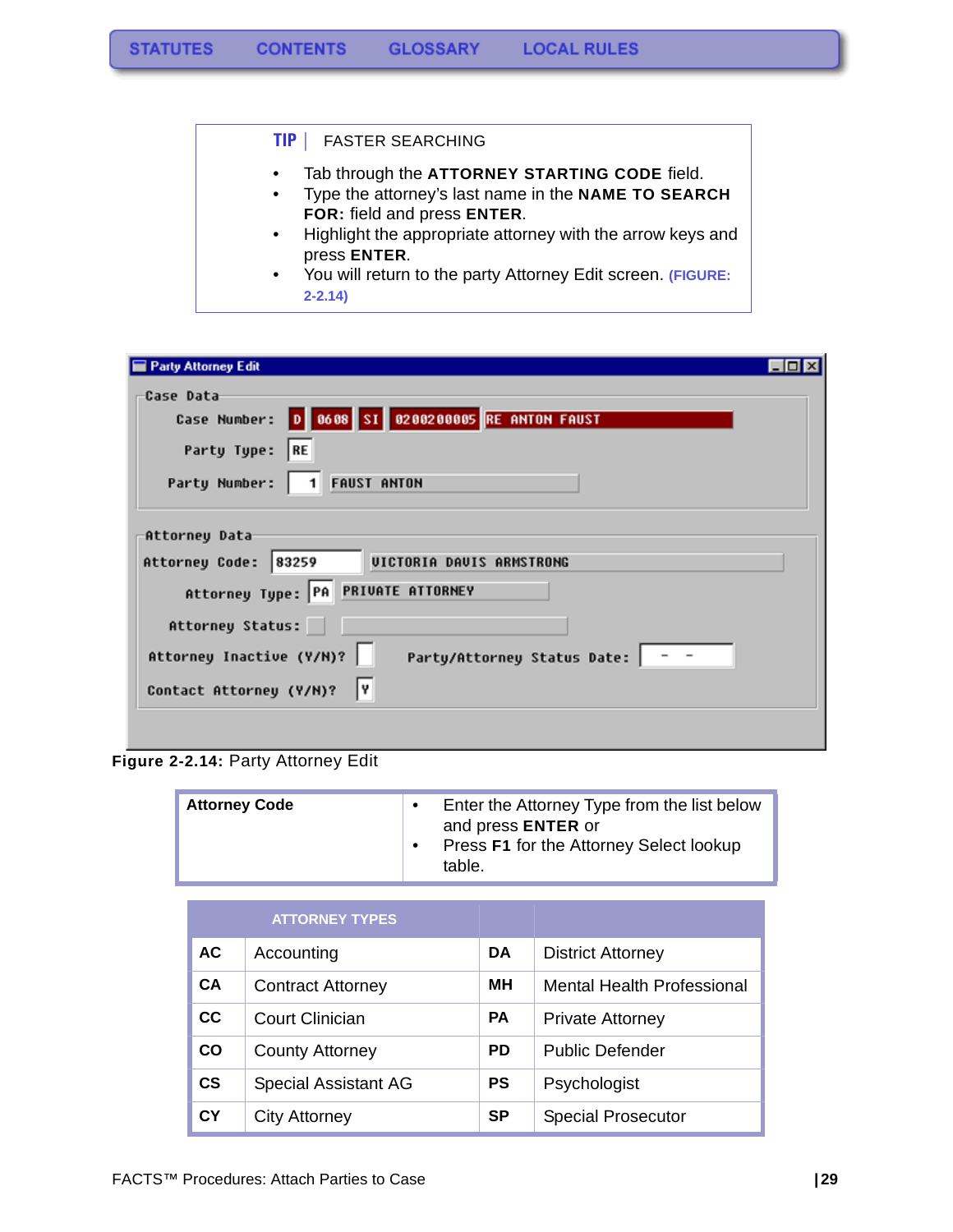STATUTES CONTENTS GLOSSARY LOCAL RULES

**TIP** | FASTER SEARCHING

- Tab through the **ATTORNEY STARTING CODE** field.
- Type the attorney's last name in the **NAME TO SEARCH FOR:** field and press **ENTER**.
- Highlight the appropriate attorney with the arrow keys and press **ENTER**.
- You will return to the party Attorney Edit screen. (FIGURE: 2-2.14)

**Party Attorney Edit**

Case Data

Case Number: D 0608 SI 0200200005 RE ANTON FAUST

Party Type: RE

Party Number: 1 FAUST ANTON

Attorney Data

Attorney Code: 83259 VICTORIA DAVIS ARMSTRONG

Attorney Type: PA PRIVATE ATTORNEY

Attorney Status:

Attorney Inactive (Y/N)? Party/Attorney Status Date: - -

Contact Attorney (Y/N)? Y

**Figure 2-2.14:** Party Attorney Edit

| **Attorney Code** | • Enter the Attorney Type from the list below and press **ENTER** or<br>• Press **F1** for the Attorney Select lookup table. |
|---|---|

| ATTORNEY TYPES | | | |
|---|---|---|---|
| **AC** | Accounting | **DA** | District Attorney |
| **CA** | Contract Attorney | **MH** | Mental Health Professional |
| **CC** | Court Clinician | **PA** | Private Attorney |
| **CO** | County Attorney | **PD** | Public Defender |
| **CS** | Special Assistant AG | **PS** | Psychologist |
| **CY** | City Attorney | **SP** | Special Prosecutor |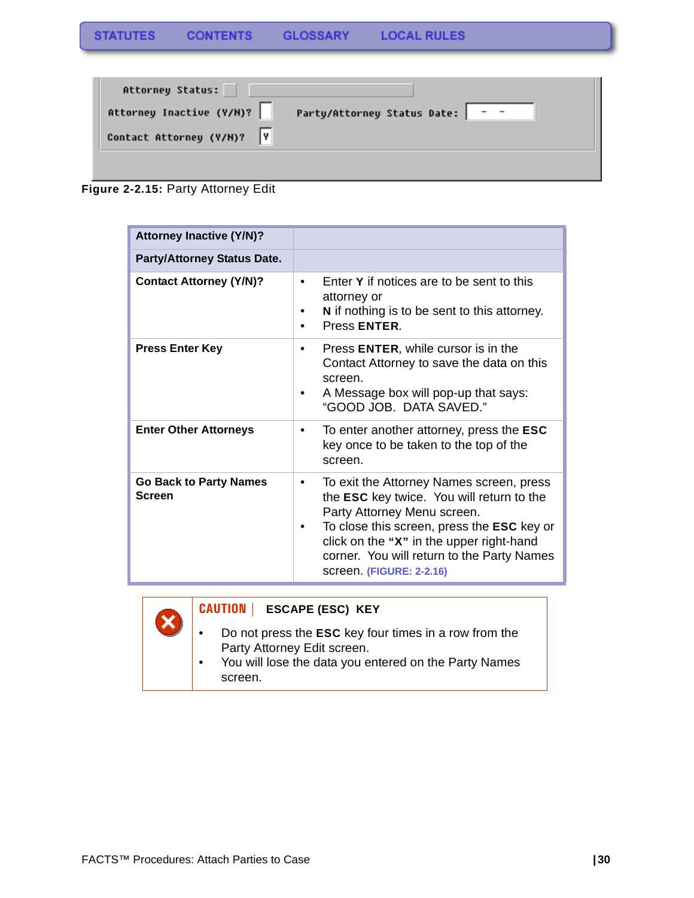Attorney Status:

Attorney Inactive (Y/N)?    Party/Attorney Status Date: - -

Contact Attorney (Y/N)? Y

**Figure 2-2.15:** Party Attorney Edit

| **Attorney Inactive (Y/N)?** | |
|---|---|
| **Party/Attorney Status Date.** | |
| **Contact Attorney (Y/N)?** | • Enter **Y** if notices are to be sent to this attorney or<br>• **N** if nothing is to be sent to this attorney.<br>• Press **ENTER**. |
| **Press Enter Key** | • Press **ENTER**, while cursor is in the Contact Attorney to save the data on this screen.<br>• A Message box will pop-up that says: "GOOD JOB. DATA SAVED." |
| **Enter Other Attorneys** | • To enter another attorney, press the **ESC** key once to be taken to the top of the screen. |
| **Go Back to Party Names Screen** | • To exit the Attorney Names screen, press the **ESC** key twice. You will return to the Party Attorney Menu screen.<br>• To close this screen, press the **ESC** key or click on the **"X"** in the upper right-hand corner. You will return to the Party Names screen. (FIGURE: 2-2.16) |

**CAUTION | ESCAPE (ESC) KEY**

- Do not press the **ESC** key four times in a row from the Party Attorney Edit screen.
- You will lose the data you entered on the Party Names screen.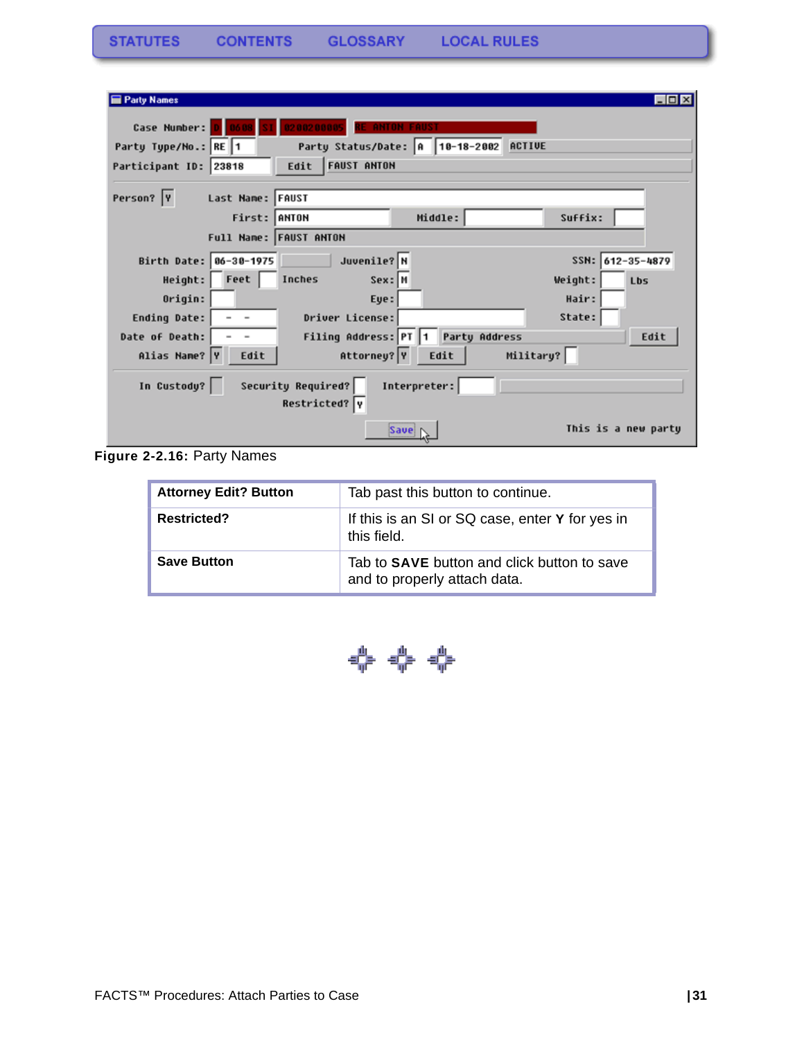**Figure 2-2.16:** Party Names

| Attorney Edit? Button | Tab past this button to continue. |
|---|---|
| **Restricted?** | If this is an SI or SQ case, enter **Y** for yes in this field. |
| **Save Button** | Tab to **SAVE** button and click button to save and to properly attach data. |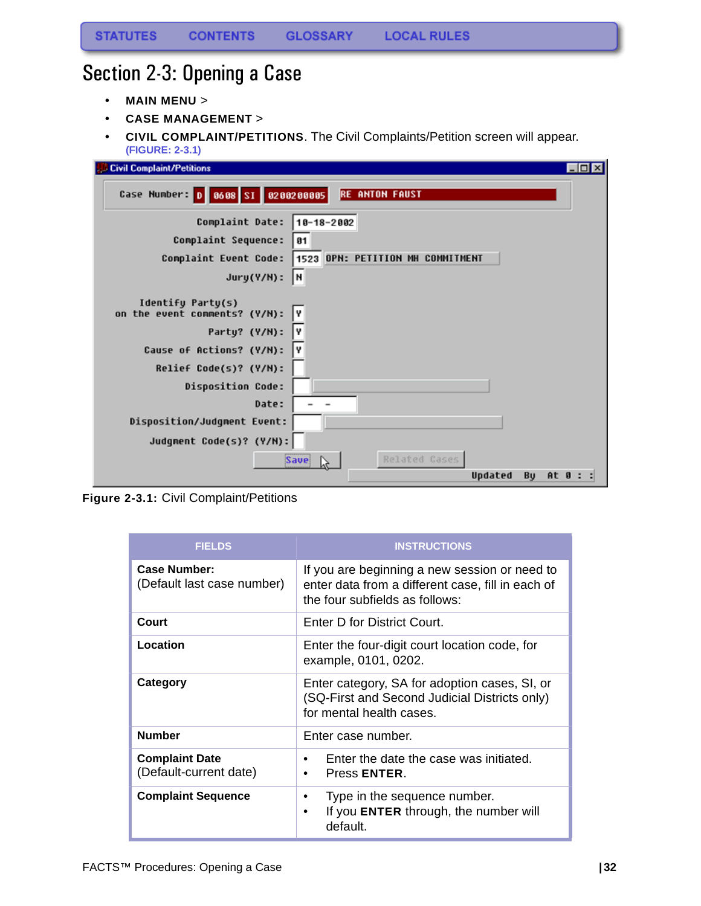STATUTES CONTENTS GLOSSARY LOCAL RULES

# Section 2-3: Opening a Case

- **MAIN MENU** >
- **CASE MANAGEMENT** >
- **CIVIL COMPLAINT/PETITIONS**. The Civil Complaints/Petition screen will appear. (FIGURE: 2-3.1)

**Figure 2-3.1:** Civil Complaint/Petitions

| FIELDS | INSTRUCTIONS |
|---|---|
| **Case Number:** (Default last case number) | If you are beginning a new session or need to enter data from a different case, fill in each of the four subfields as follows: |
| **Court** | Enter D for District Court. |
| **Location** | Enter the four-digit court location code, for example, 0101, 0202. |
| **Category** | Enter category, SA for adoption cases, SI, or (SQ-First and Second Judicial Districts only) for mental health cases. |
| **Number** | Enter case number. |
| **Complaint Date** (Default-current date) | • Enter the date the case was initiated. • Press **ENTER**. |
| **Complaint Sequence** | • Type in the sequence number. • If you **ENTER** through, the number will default. |

FACTS™ Procedures: Opening a Case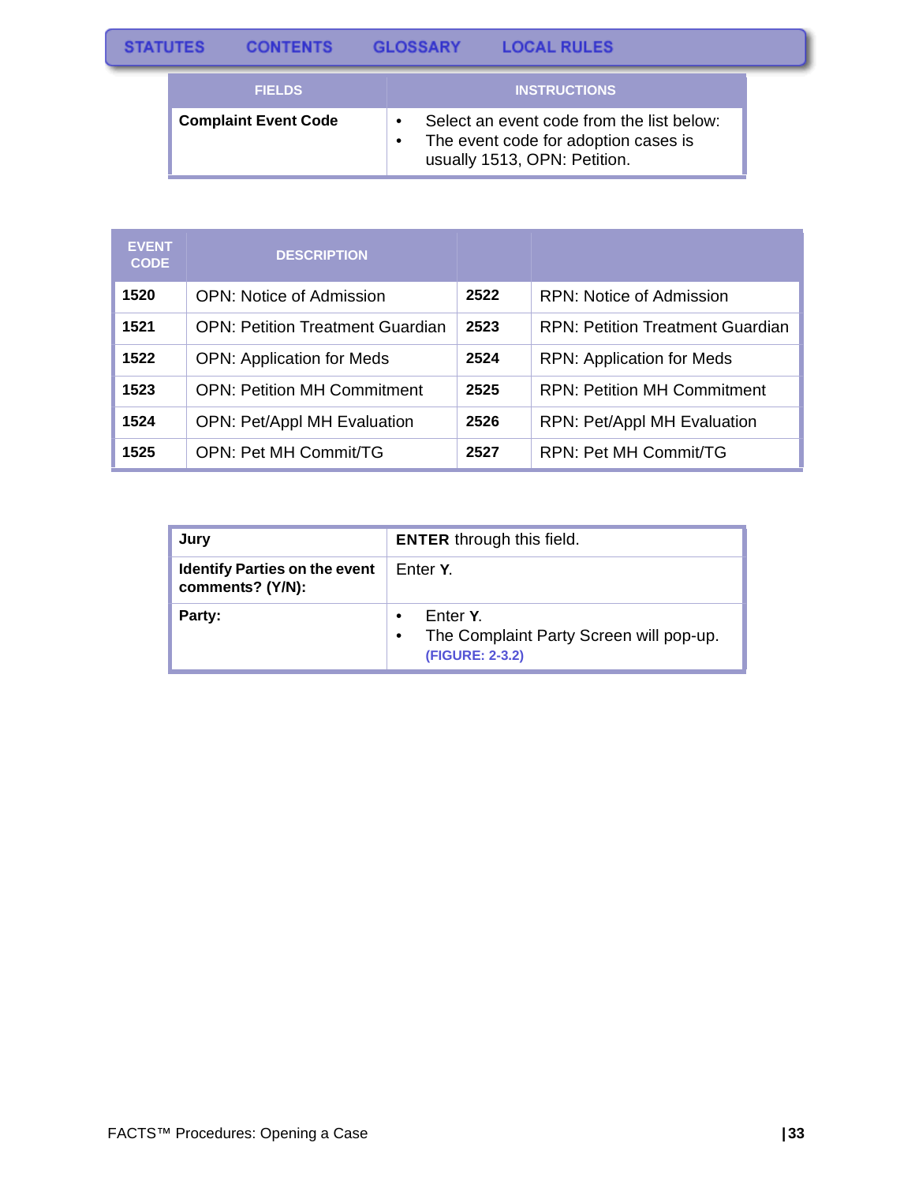| FIELDS | INSTRUCTIONS |
|---|---|
| **Complaint Event Code** | • Select an event code from the list below:<br>• The event code for adoption cases is usually 1513, OPN: Petition. |

| EVENT CODE | DESCRIPTION | | |
|---|---|---|---|
| **1520** | OPN: Notice of Admission | **2522** | RPN: Notice of Admission |
| **1521** | OPN: Petition Treatment Guardian | **2523** | RPN: Petition Treatment Guardian |
| **1522** | OPN: Application for Meds | **2524** | RPN: Application for Meds |
| **1523** | OPN: Petition MH Commitment | **2525** | RPN: Petition MH Commitment |
| **1524** | OPN: Pet/Appl MH Evaluation | **2526** | RPN: Pet/Appl MH Evaluation |
| **1525** | OPN: Pet MH Commit/TG | **2527** | RPN: Pet MH Commit/TG |

| | |
|---|---|
| **Jury** | **ENTER** through this field. |
| **Identify Parties on the event comments? (Y/N):** | Enter **Y**. |
| **Party:** | • Enter **Y**.<br>• The Complaint Party Screen will pop-up. **(FIGURE: 2-3.2)** |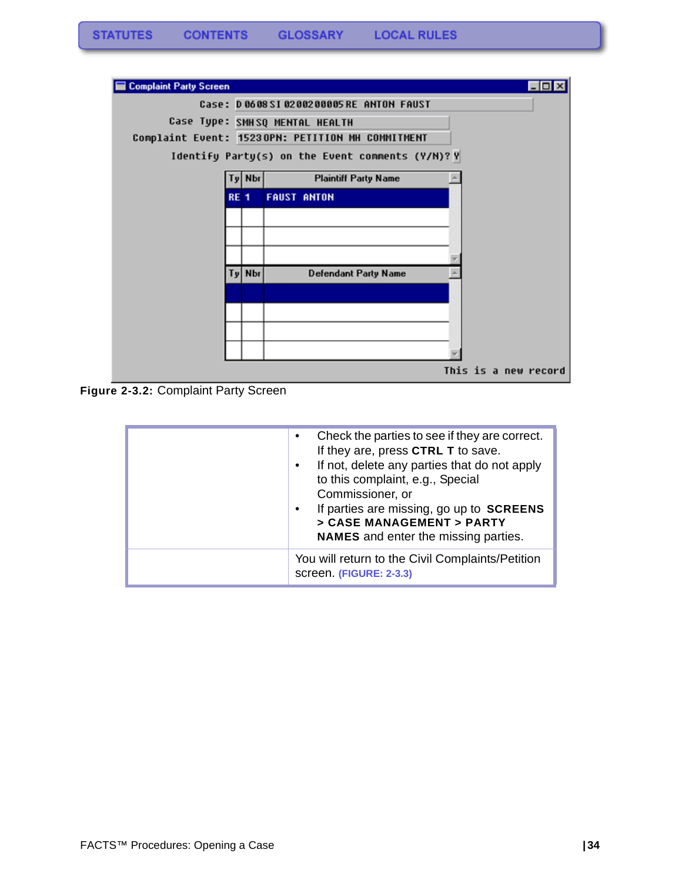**Complaint Party Screen**

Case: D 0608 SI 0200200005 RE ANTON FAUST

Case Type: SMHSQ MENTAL HEALTH

Complaint Event: 1523 0PN: PETITION MH COMMITMENT

Identify Party(s) on the Event comments (Y/N)? Y

| Ty | Nbr | Plaintiff Party Name |
|---|---|---|
| RE | 1 | FAUST ANTON |

| Ty | Nbr | Defendant Party Name |
|---|---|---|

This is a new record

**Figure 2-3.2:** Complaint Party Screen

| | |
|---|---|
| | • Check the parties to see if they are correct. If they are, press **CTRL T** to save.<br>• If not, delete any parties that do not apply to this complaint, e.g., Special Commissioner, or<br>• If parties are missing, go up to **SCREENS > CASE MANAGEMENT > PARTY NAMES** and enter the missing parties. |
| | You will return to the Civil Complaints/Petition screen. **(FIGURE: 2-3.3)** |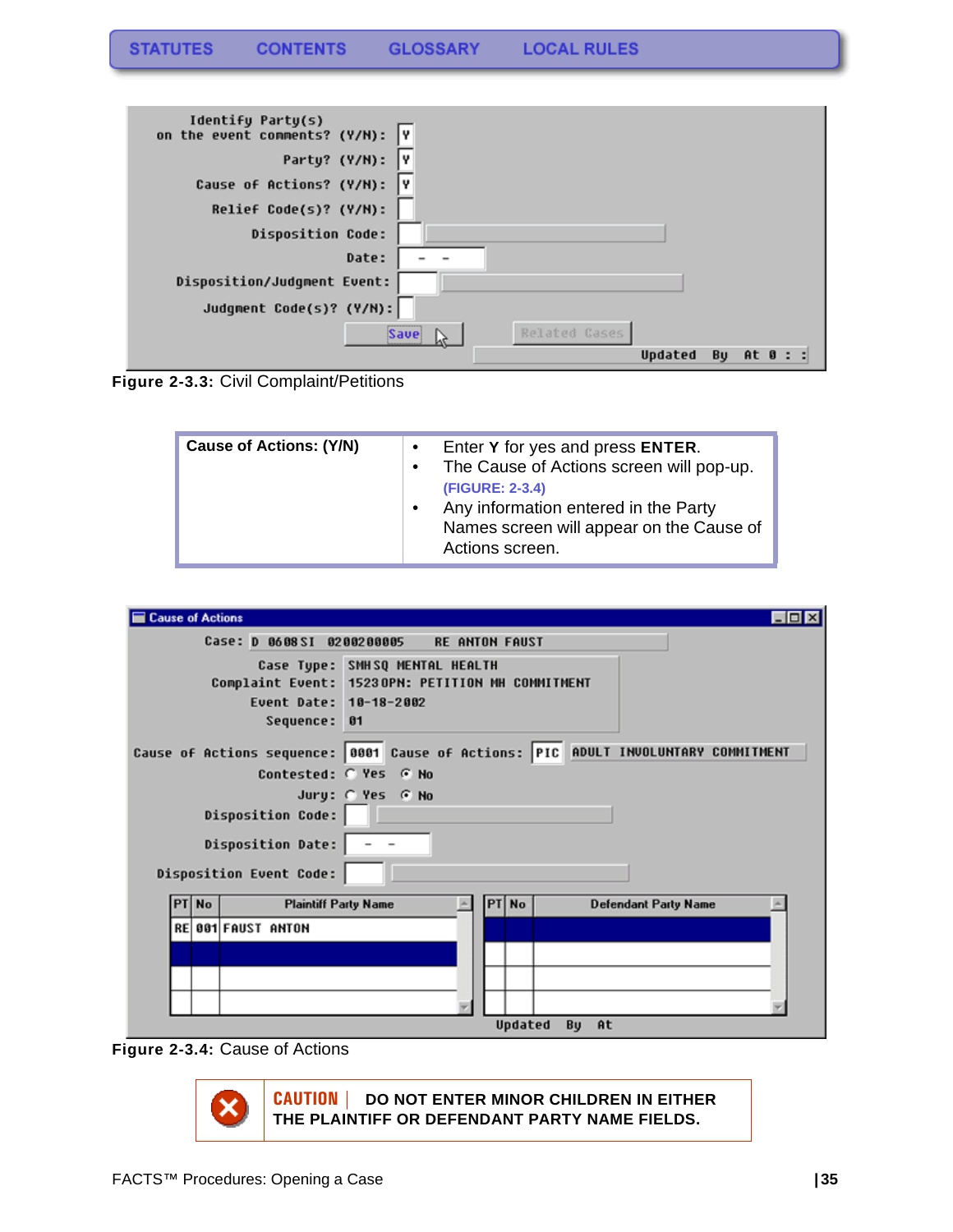STATUTES CONTENTS GLOSSARY LOCAL RULES

Figure 2-3.3: Civil Complaint/Petitions

| Cause of Actions: (Y/N) | • Enter **Y** for yes and press **ENTER**.<br>• The Cause of Actions screen will pop-up. (FIGURE: 2-3.4)<br>• Any information entered in the Party Names screen will appear on the Cause of Actions screen. |
|---|---|

Figure 2-3.4: Cause of Actions

**CAUTION** | **DO NOT ENTER MINOR CHILDREN IN EITHER THE PLAINTIFF OR DEFENDANT PARTY NAME FIELDS.**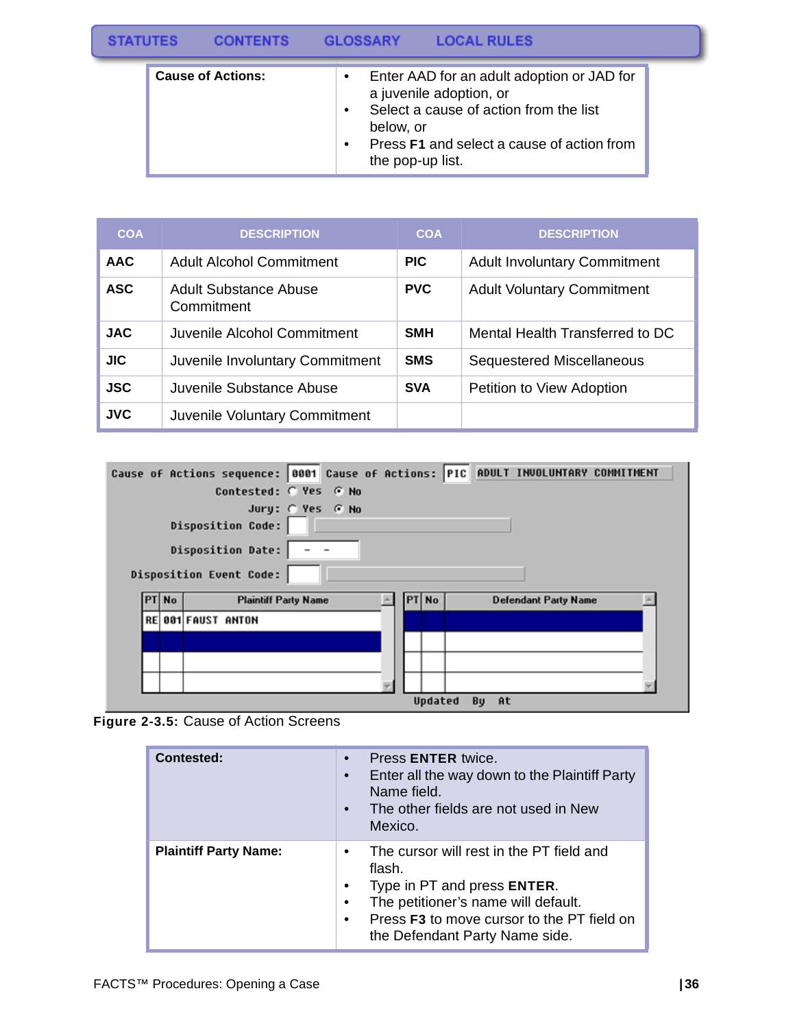STATUTES    CONTENTS    GLOSSARY    LOCAL RULES

| **Cause of Actions:** | • Enter AAD for an adult adoption or JAD for a juvenile adoption, or<br>• Select a cause of action from the list below, or<br>• Press **F1** and select a cause of action from the pop-up list. |
|---|---|

| COA | DESCRIPTION | COA | DESCRIPTION |
|---|---|---|---|
| **AAC** | Adult Alcohol Commitment | **PIC** | Adult Involuntary Commitment |
| **ASC** | Adult Substance Abuse Commitment | **PVC** | Adult Voluntary Commitment |
| **JAC** | Juvenile Alcohol Commitment | **SMH** | Mental Health Transferred to DC |
| **JIC** | Juvenile Involuntary Commitment | **SMS** | Sequestered Miscellaneous |
| **JSC** | Juvenile Substance Abuse | **SVA** | Petition to View Adoption |
| **JVC** | Juvenile Voluntary Commitment | | |

**Figure 2-3.5:** Cause of Action Screens

| **Contested:** | • Press **ENTER** twice.<br>• Enter all the way down to the Plaintiff Party Name field.<br>• The other fields are not used in New Mexico. |
|---|---|
| **Plaintiff Party Name:** | • The cursor will rest in the PT field and flash.<br>• Type in PT and press **ENTER**.<br>• The petitioner's name will default.<br>• Press **F3** to move cursor to the PT field on the Defendant Party Name side. |

FACTS™ Procedures: Opening a Case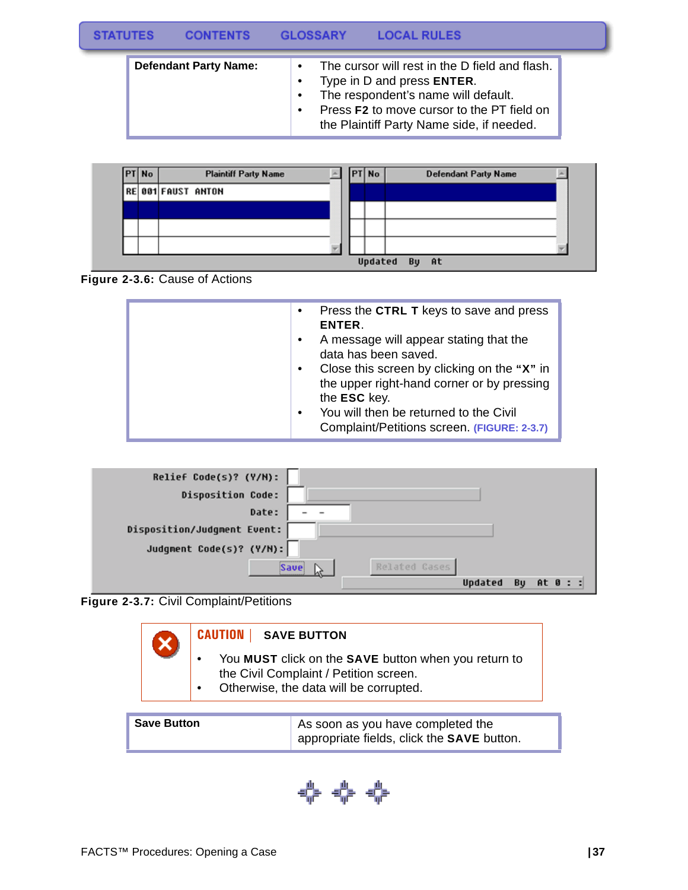STATUTES CONTENTS GLOSSARY LOCAL RULES

| **Defendant Party Name:** | • The cursor will rest in the D field and flash.<br>• Type in D and press **ENTER**.<br>• The respondent's name will default.<br>• Press **F2** to move cursor to the PT field on the Plaintiff Party Name side, if needed. |
|---|---|

**Figure 2-3.6:** Cause of Actions

| | • Press the **CTRL T** keys to save and press **ENTER**.<br>• A message will appear stating that the data has been saved.<br>• Close this screen by clicking on the **"X"** in the upper right-hand corner or by pressing the **ESC** key.<br>• You will then be returned to the Civil Complaint/Petitions screen. (FIGURE: 2-3.7) |
|---|---|

**Figure 2-3.7:** Civil Complaint/Petitions

**CAUTION | SAVE BUTTON**

- You **MUST** click on the **SAVE** button when you return to the Civil Complaint / Petition screen.
- Otherwise, the data will be corrupted.

| **Save Button** | As soon as you have completed the appropriate fields, click the **SAVE** button. |
|---|---|

FACTS™ Procedures: Opening a Case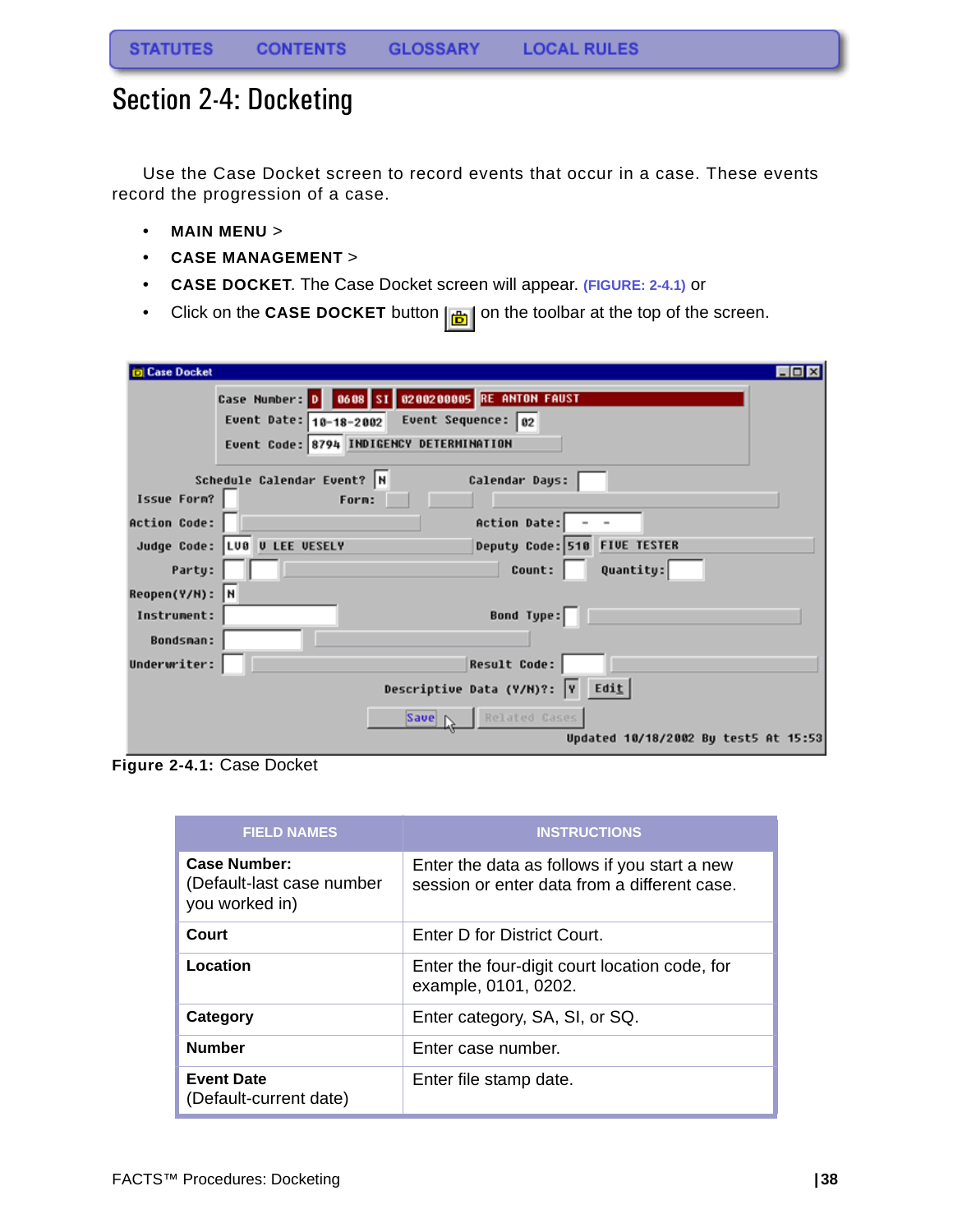STATUTES CONTENTS GLOSSARY LOCAL RULES

# Section 2-4: Docketing

Use the Case Docket screen to record events that occur in a case. These events record the progression of a case.

- **MAIN MENU** >
- **CASE MANAGEMENT** >
- **CASE DOCKET**. The Case Docket screen will appear. (FIGURE: 2-4.1) or
- Click on the **CASE DOCKET** button on the toolbar at the top of the screen.

**Figure 2-4.1:** Case Docket

| FIELD NAMES | INSTRUCTIONS |
|---|---|
| **Case Number:** (Default-last case number you worked in) | Enter the data as follows if you start a new session or enter data from a different case. |
| **Court** | Enter D for District Court. |
| **Location** | Enter the four-digit court location code, for example, 0101, 0202. |
| **Category** | Enter category, SA, SI, or SQ. |
| **Number** | Enter case number. |
| **Event Date** (Default-current date) | Enter file stamp date. |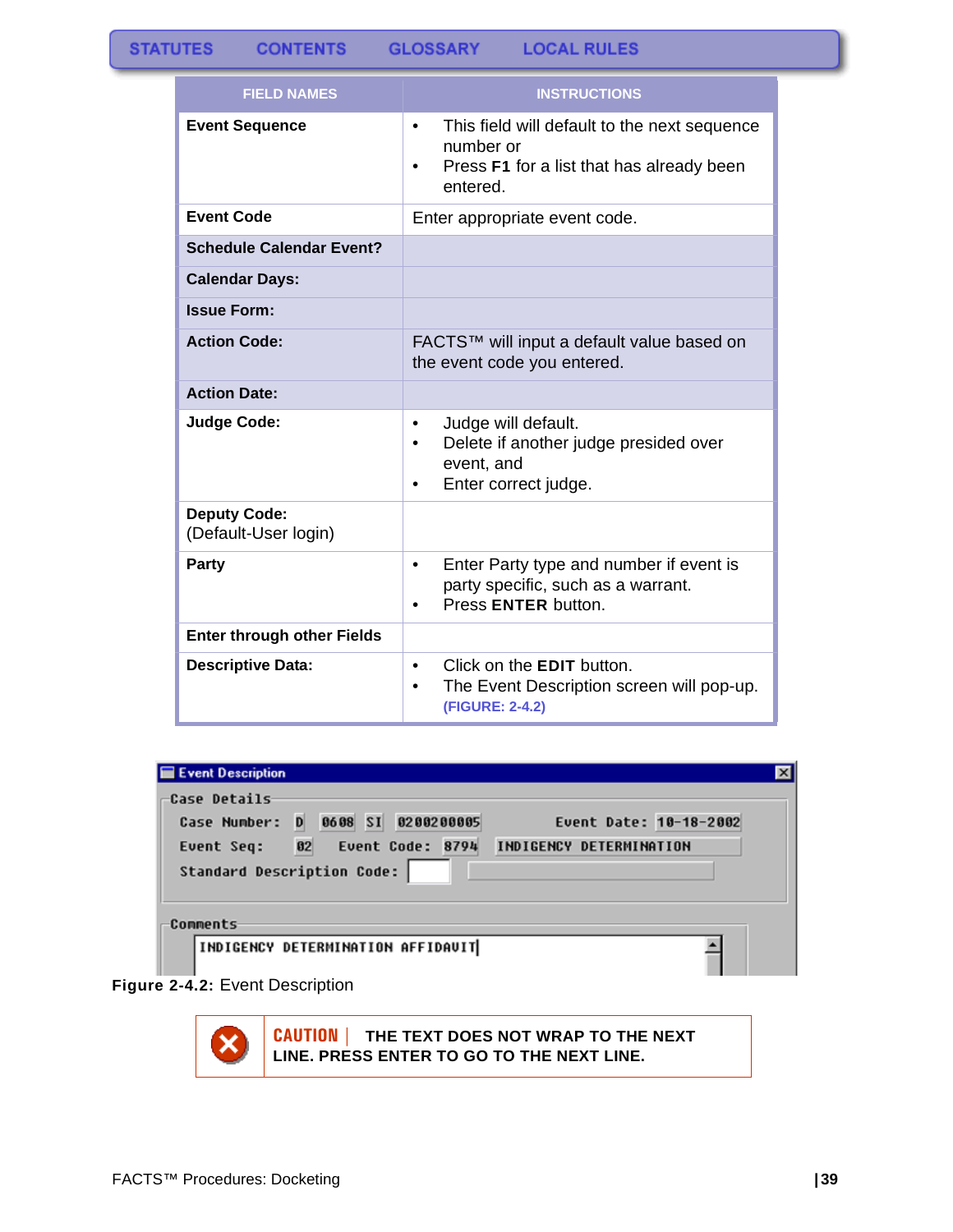STATUTES CONTENTS GLOSSARY LOCAL RULES

| FIELD NAMES | INSTRUCTIONS |
|---|---|
| **Event Sequence** | • This field will default to the next sequence number or<br>• Press **F1** for a list that has already been entered. |
| **Event Code** | Enter appropriate event code. |
| **Schedule Calendar Event?** | |
| **Calendar Days:** | |
| **Issue Form:** | |
| **Action Code:** | FACTS™ will input a default value based on the event code you entered. |
| **Action Date:** | |
| **Judge Code:** | • Judge will default.<br>• Delete if another judge presided over event, and<br>• Enter correct judge. |
| **Deputy Code:** (Default-User login) | |
| **Party** | • Enter Party type and number if event is party specific, such as a warrant.<br>• Press **ENTER** button. |
| **Enter through other Fields** | |
| **Descriptive Data:** | • Click on the **EDIT** button.<br>• The Event Description screen will pop-up. **(FIGURE: 2-4.2)** |

**Figure 2-4.2:** Event Description

**CAUTION** | **THE TEXT DOES NOT WRAP TO THE NEXT LINE. PRESS ENTER TO GO TO THE NEXT LINE.**

FACTS™ Procedures: Docketing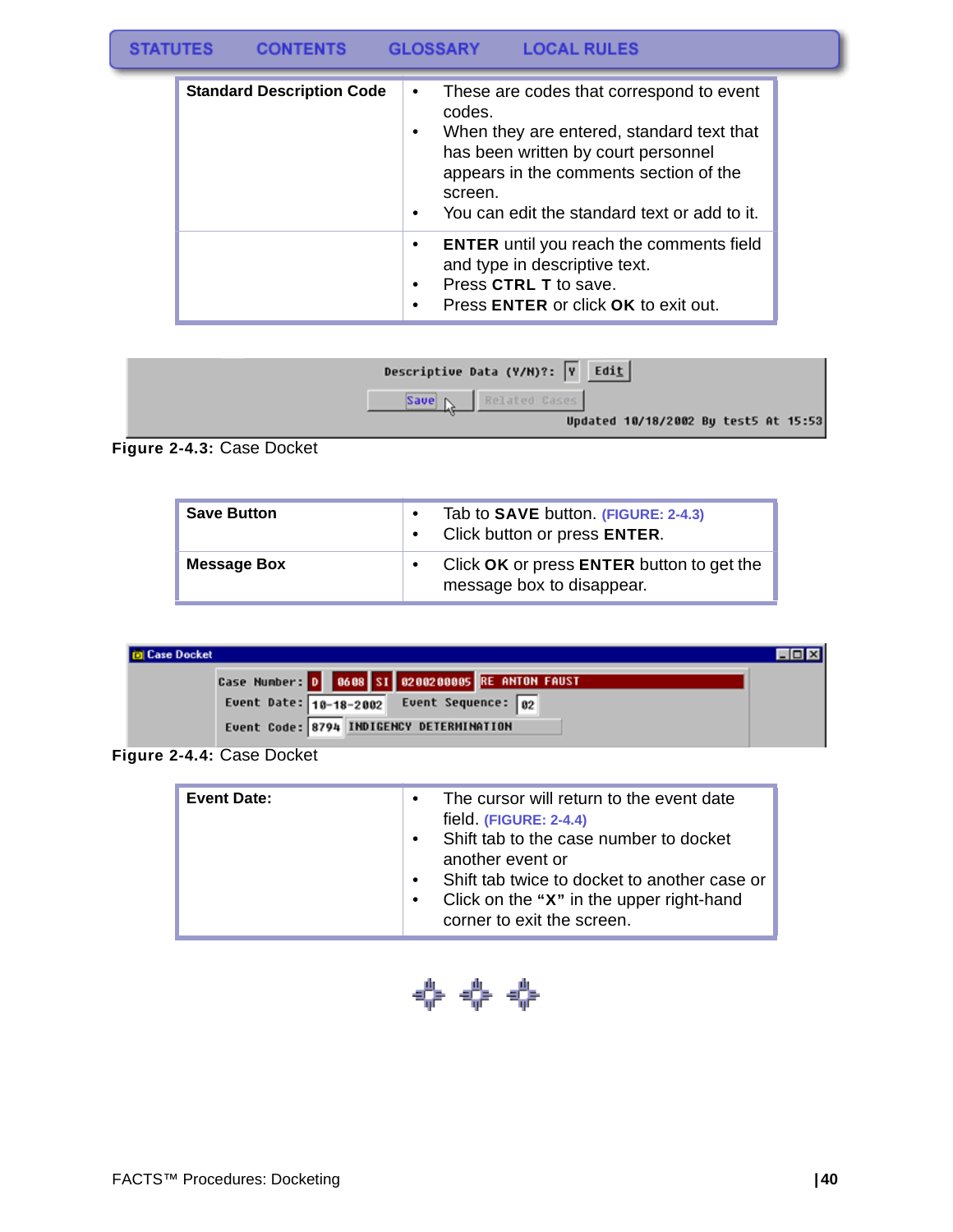| Standard Description Code | • These are codes that correspond to event codes.<br>• When they are entered, standard text that has been written by court personnel appears in the comments section of the screen.<br>• You can edit the standard text or add to it. |
|---|---|
| | • **ENTER** until you reach the comments field and type in descriptive text.<br>• Press **CTRL T** to save.<br>• Press **ENTER** or click **OK** to exit out. |

**Figure 2-4.3:** Case Docket

| Save Button | • Tab to **SAVE** button. (FIGURE: 2-4.3)<br>• Click button or press **ENTER**. |
|---|---|
| Message Box | • Click **OK** or press **ENTER** button to get the message box to disappear. |

**Figure 2-4.4:** Case Docket

| Event Date: | • The cursor will return to the event date field. (FIGURE: 2-4.4)<br>• Shift tab to the case number to docket another event or<br>• Shift tab twice to docket to another case or<br>• Click on the **"X"** in the upper right-hand corner to exit the screen. |
|---|---|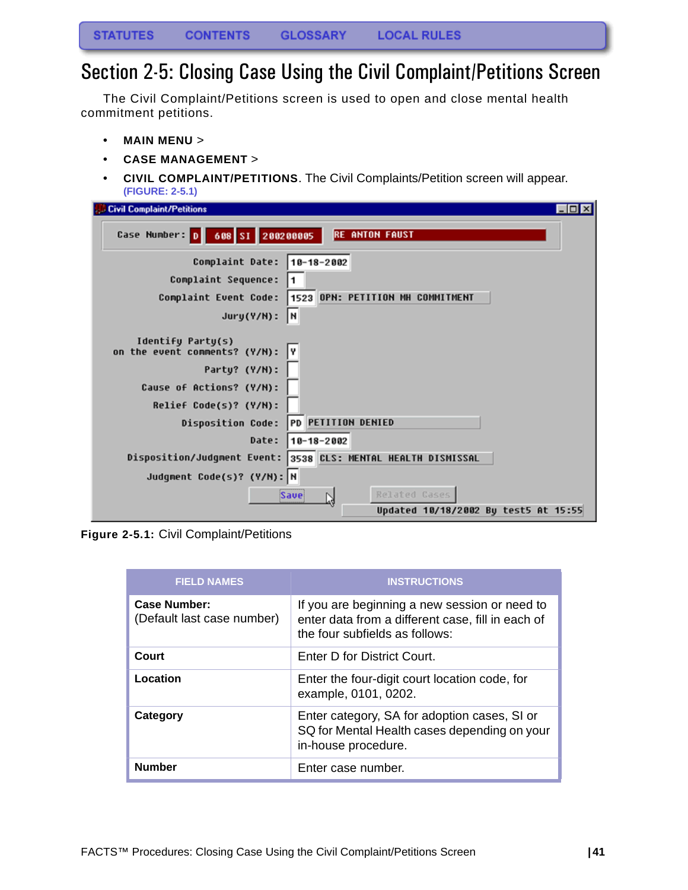STATUTES CONTENTS GLOSSARY LOCAL RULES

# Section 2-5: Closing Case Using the Civil Complaint/Petitions Screen

The Civil Complaint/Petitions screen is used to open and close mental health commitment petitions.

- **MAIN MENU** >
- **CASE MANAGEMENT** >
- **CIVIL COMPLAINT/PETITIONS**. The Civil Complaints/Petition screen will appear. (FIGURE: 2-5.1)

**Figure 2-5.1:** Civil Complaint/Petitions

| FIELD NAMES | INSTRUCTIONS |
|---|---|
| **Case Number:** (Default last case number) | If you are beginning a new session or need to enter data from a different case, fill in each of the four subfields as follows: |
| **Court** | Enter D for District Court. |
| **Location** | Enter the four-digit court location code, for example, 0101, 0202. |
| **Category** | Enter category, SA for adoption cases, SI or SQ for Mental Health cases depending on your in-house procedure. |
| **Number** | Enter case number. |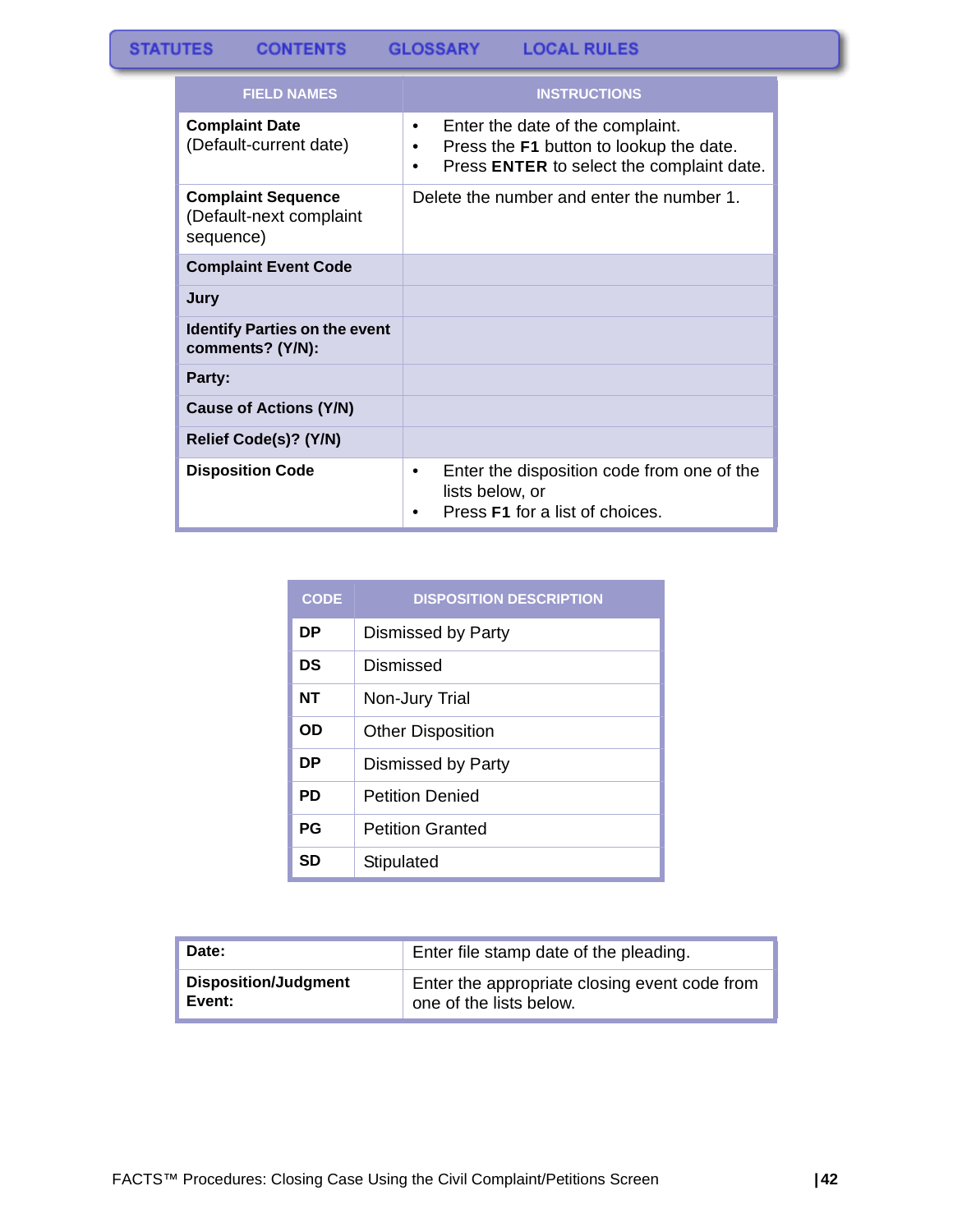| FIELD NAMES | INSTRUCTIONS |
|---|---|
| **Complaint Date** (Default-current date) | • Enter the date of the complaint. • Press the **F1** button to lookup the date. • Press **ENTER** to select the complaint date. |
| **Complaint Sequence** (Default-next complaint sequence) | Delete the number and enter the number 1. |
| **Complaint Event Code** | |
| **Jury** | |
| **Identify Parties on the event comments? (Y/N):** | |
| **Party:** | |
| **Cause of Actions (Y/N)** | |
| **Relief Code(s)? (Y/N)** | |
| **Disposition Code** | • Enter the disposition code from one of the lists below, or • Press **F1** for a list of choices. |

| CODE | DISPOSITION DESCRIPTION |
|---|---|
| **DP** | Dismissed by Party |
| **DS** | Dismissed |
| **NT** | Non-Jury Trial |
| **OD** | Other Disposition |
| **DP** | Dismissed by Party |
| **PD** | Petition Denied |
| **PG** | Petition Granted |
| **SD** | Stipulated |

| | |
|---|---|
| **Date:** | Enter file stamp date of the pleading. |
| **Disposition/Judgment Event:** | Enter the appropriate closing event code from one of the lists below. |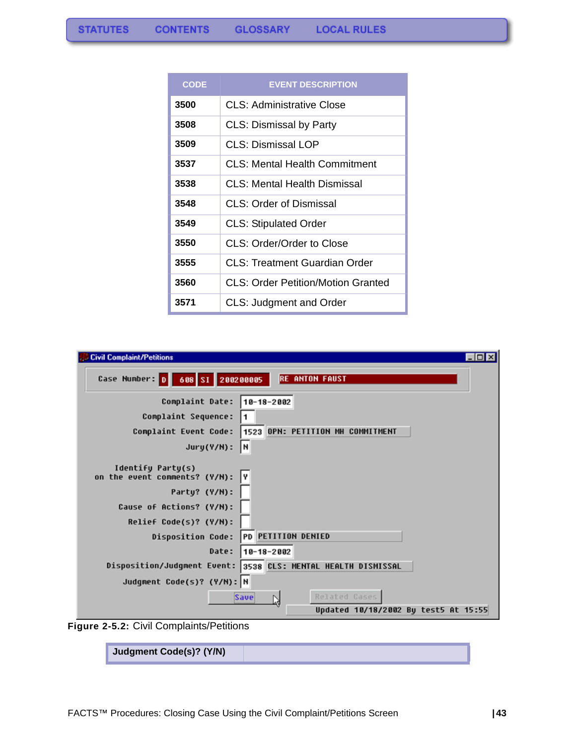| CODE | EVENT DESCRIPTION |
|---|---|
| 3500 | CLS: Administrative Close |
| 3508 | CLS: Dismissal by Party |
| 3509 | CLS: Dismissal LOP |
| 3537 | CLS: Mental Health Commitment |
| 3538 | CLS: Mental Health Dismissal |
| 3548 | CLS: Order of Dismissal |
| 3549 | CLS: Stipulated Order |
| 3550 | CLS: Order/Order to Close |
| 3555 | CLS: Treatment Guardian Order |
| 3560 | CLS: Order Petition/Motion Granted |
| 3571 | CLS: Judgment and Order |

Civil Complaint/Petitions

Case Number: D 608 SI 200200005 RE ANTON FAUST

Complaint Date: 10-18-2002

Complaint Sequence: 1

Complaint Event Code: 1523 OPN: PETITION MH COMMITMENT

Jury(Y/N): N

Identify Party(s) on the event comments? (Y/N): Y

Party? (Y/N):

Cause of Actions? (Y/N):

Relief Code(s)? (Y/N):

Disposition Code: PD PETITION DENIED

Date: 10-18-2002

Disposition/Judgment Event: 3538 CLS: MENTAL HEALTH DISMISSAL

Judgment Code(s)? (Y/N): N

Save    Related Cases

Updated 10/18/2002 By test5 At 15:55

**Figure 2-5.2:** Civil Complaints/Petitions

| Judgment Code(s)? (Y/N) | |
|---|---|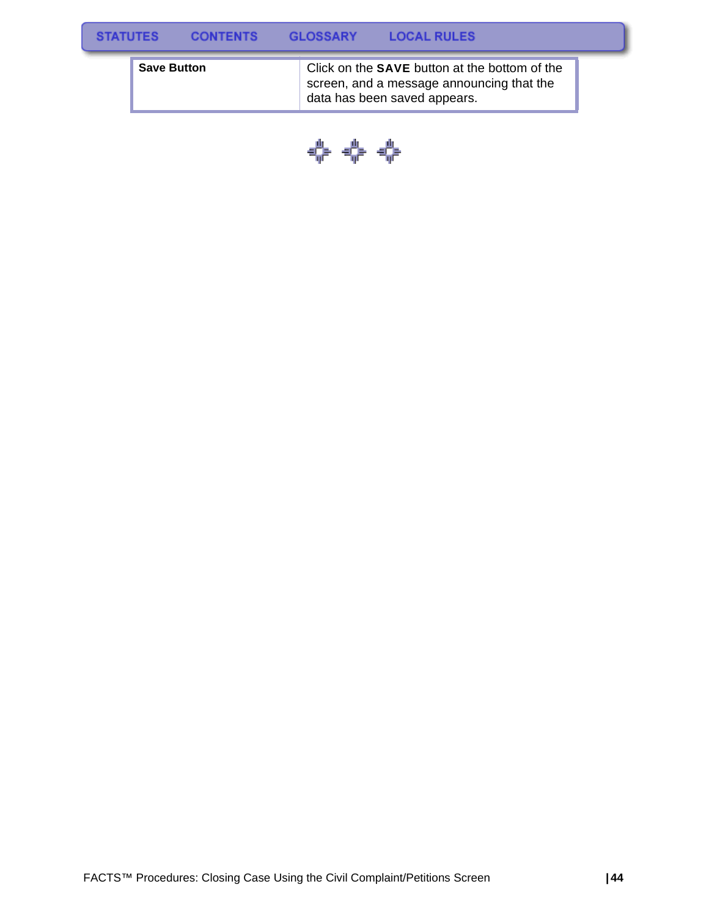| | |
|---|---|
| **Save Button** | Click on the **SAVE** button at the bottom of the screen, and a message announcing that the data has been saved appears. |